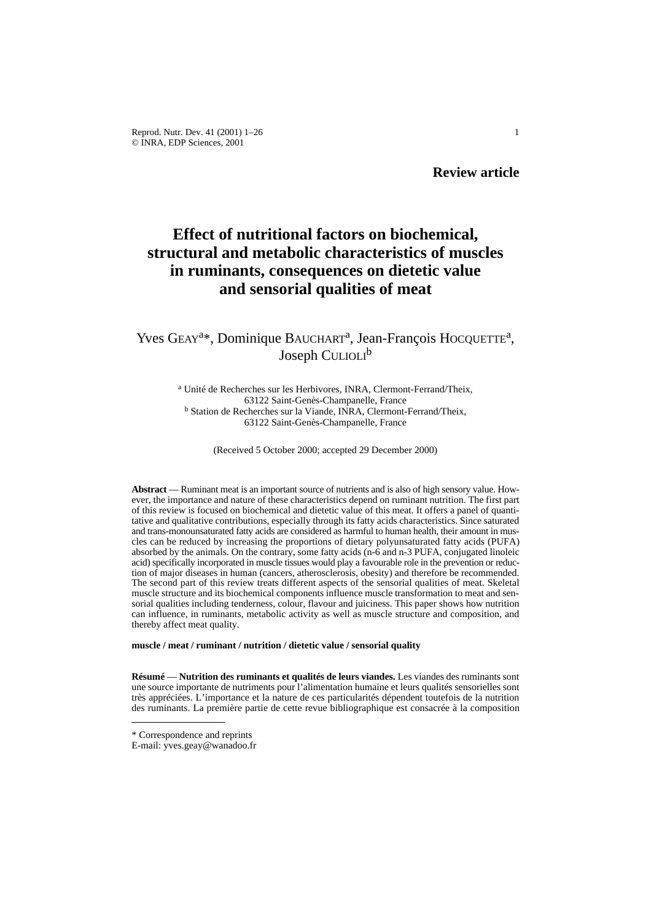**Review article**

# Effect of nutritional factors on biochemical, structural and metabolic characteristics of muscles in ruminants, consequences on dietetic value and sensorial qualities of meat

Yves GEAY[a]*, Dominique BAUCHART[a], Jean-François HOCQUETTE[a], Joseph CULIOLI[b]

[a] Unité de Recherches sur les Herbivores, INRA, Clermont-Ferrand/Theix, 63122 Saint-Genès-Champanelle, France
[b] Station de Recherches sur la Viande, INRA, Clermont-Ferrand/Theix, 63122 Saint-Genès-Champanelle, France

(Received 5 October 2000; accepted 29 December 2000)

**Abstract** — Ruminant meat is an important source of nutrients and is also of high sensory value. However, the importance and nature of these characteristics depend on ruminant nutrition. The first part of this review is focused on biochemical and dietetic value of this meat. It offers a panel of quantitative and qualitative contributions, especially through its fatty acids characteristics. Since saturated and trans-monounsaturated fatty acids are considered as harmful to human health, their amount in muscles can be reduced by increasing the proportions of dietary polyunsaturated fatty acids (PUFA) absorbed by the animals. On the contrary, some fatty acids (n-6 and n-3 PUFA, conjugated linoleic acid) specifically incorporated in muscle tissues would play a favourable role in the prevention or reduction of major diseases in human (cancers, atherosclerosis, obesity) and therefore be recommended. The second part of this review treats different aspects of the sensorial qualities of meat. Skeletal muscle structure and its biochemical components influence muscle transformation to meat and sensorial qualities including tenderness, colour, flavour and juiciness. This paper shows how nutrition can influence, in ruminants, metabolic activity as well as muscle structure and composition, and thereby affect meat quality.

**muscle / meat / ruminant / nutrition / dietetic value / sensorial quality**

**Résumé** — **Nutrition des ruminants et qualités de leurs viandes.** Les viandes des ruminants sont une source importante de nutriments pour l'alimentation humaine et leurs qualités sensorielles sont très appréciées. L'importance et la nature de ces particularités dépendent toutefois de la nutrition des ruminants. La première partie de cette revue bibliographique est consacrée à la composition

---

\* Correspondence and reprints
E-mail: yves.geay@wanadoo.fr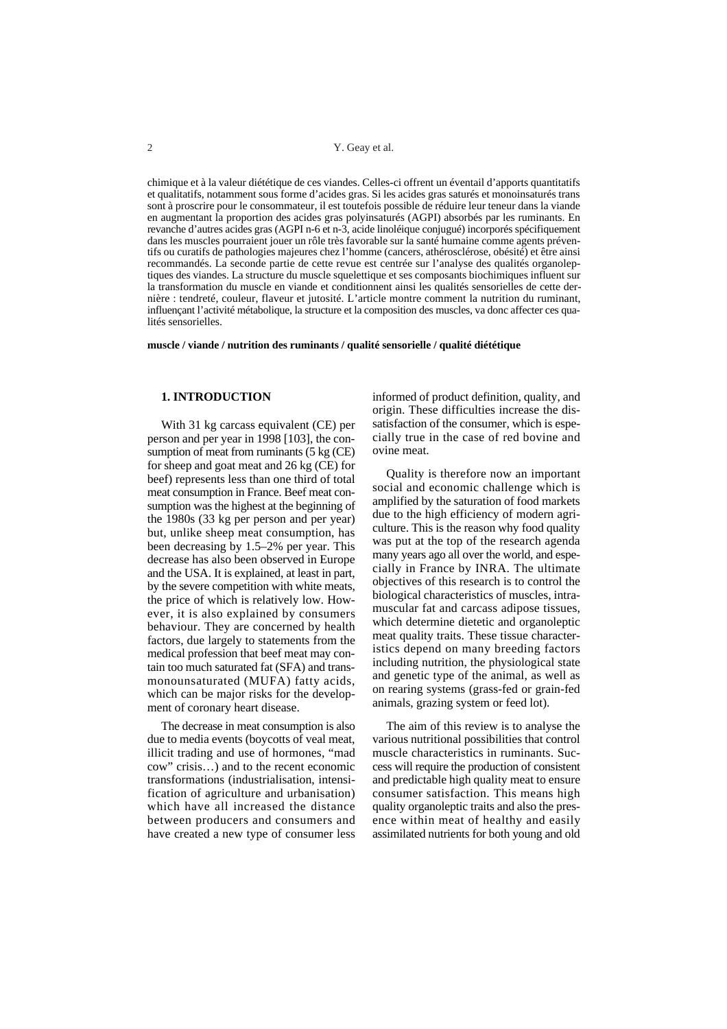chimique et à la valeur diététique de ces viandes. Celles-ci offrent un éventail d'apports quantitatifs et qualitatifs, notamment sous forme d'acides gras. Si les acides gras saturés et monoinsaturés trans sont à proscrire pour le consommateur, il est toutefois possible de réduire leur teneur dans la viande en augmentant la proportion des acides gras polyinsaturés (AGPI) absorbés par les ruminants. En revanche d'autres acides gras (AGPI n-6 et n-3, acide linoléique conjugué) incorporés spécifiquement dans les muscles pourraient jouer un rôle très favorable sur la santé humaine comme agents préventifs ou curatifs de pathologies majeures chez l'homme (cancers, athérosclérose, obésité) et être ainsi recommandés. La seconde partie de cette revue est centrée sur l'analyse des qualités organoleptiques des viandes. La structure du muscle squelettique et ses composants biochimiques influent sur la transformation du muscle en viande et conditionnent ainsi les qualités sensorielles de cette dernière : tendreté, couleur, flaveur et jutosité. L'article montre comment la nutrition du ruminant, influençant l'activité métabolique, la structure et la composition des muscles, va donc affecter ces qualités sensorielles.

**muscle / viande / nutrition des ruminants / qualité sensorielle / qualité diététique**

## 1. INTRODUCTION

With 31 kg carcass equivalent (CE) per person and per year in 1998 [103], the consumption of meat from ruminants (5 kg (CE) for sheep and goat meat and 26 kg (CE) for beef) represents less than one third of total meat consumption in France. Beef meat consumption was the highest at the beginning of the 1980s (33 kg per person and per year) but, unlike sheep meat consumption, has been decreasing by 1.5–2% per year. This decrease has also been observed in Europe and the USA. It is explained, at least in part, by the severe competition with white meats, the price of which is relatively low. However, it is also explained by consumers behaviour. They are concerned by health factors, due largely to statements from the medical profession that beef meat may contain too much saturated fat (SFA) and trans-monounsaturated (MUFA) fatty acids, which can be major risks for the development of coronary heart disease.

The decrease in meat consumption is also due to media events (boycotts of veal meat, illicit trading and use of hormones, "mad cow" crisis…) and to the recent economic transformations (industrialisation, intensification of agriculture and urbanisation) which have all increased the distance between producers and consumers and have created a new type of consumer less informed of product definition, quality, and origin. These difficulties increase the dissatisfaction of the consumer, which is especially true in the case of red bovine and ovine meat.

Quality is therefore now an important social and economic challenge which is amplified by the saturation of food markets due to the high efficiency of modern agriculture. This is the reason why food quality was put at the top of the research agenda many years ago all over the world, and especially in France by INRA. The ultimate objectives of this research is to control the biological characteristics of muscles, intramuscular fat and carcass adipose tissues, which determine dietetic and organoleptic meat quality traits. These tissue characteristics depend on many breeding factors including nutrition, the physiological state and genetic type of the animal, as well as on rearing systems (grass-fed or grain-fed animals, grazing system or feed lot).

The aim of this review is to analyse the various nutritional possibilities that control muscle characteristics in ruminants. Success will require the production of consistent and predictable high quality meat to ensure consumer satisfaction. This means high quality organoleptic traits and also the presence within meat of healthy and easily assimilated nutrients for both young and old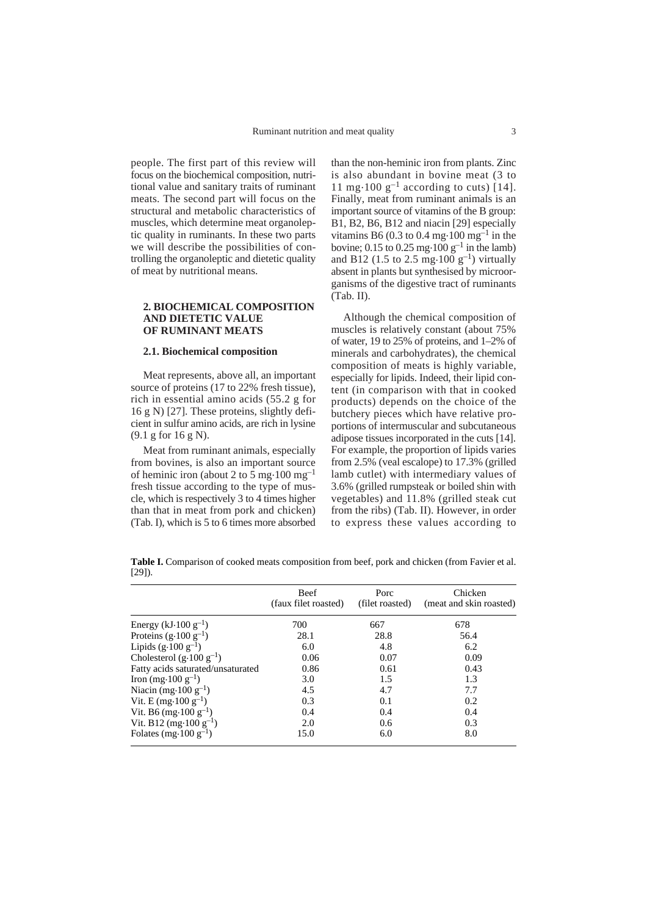people. The first part of this review will focus on the biochemical composition, nutritional value and sanitary traits of ruminant meats. The second part will focus on the structural and metabolic characteristics of muscles, which determine meat organoleptic quality in ruminants. In these two parts we will describe the possibilities of controlling the organoleptic and dietetic quality of meat by nutritional means.

## 2. BIOCHEMICAL COMPOSITION AND DIETETIC VALUE OF RUMINANT MEATS

### 2.1. Biochemical composition

Meat represents, above all, an important source of proteins (17 to 22% fresh tissue), rich in essential amino acids (55.2 g for 16 g N) [27]. These proteins, slightly deficient in sulfur amino acids, are rich in lysine (9.1 g for 16 g N).

Meat from ruminant animals, especially from bovines, is also an important source of heminic iron (about 2 to 5 $mg \cdot 100\ mg^{-1}$ fresh tissue according to the type of muscle, which is respectively 3 to 4 times higher than that in meat from pork and chicken) (Tab. I), which is 5 to 6 times more absorbed than the non-heminic iron from plants. Zinc is also abundant in bovine meat (3 to 11 $mg \cdot 100\ g^{-1}$ according to cuts) [14]. Finally, meat from ruminant animals is an important source of vitamins of the B group: B1, B2, B6, B12 and niacin [29] especially vitamins B6 (0.3 to 0.4 $mg \cdot 100\ mg^{-1}$ in the bovine; 0.15 to 0.25 $mg \cdot 100\ g^{-1}$ in the lamb) and B12 (1.5 to 2.5 $mg \cdot 100\ g^{-1}$) virtually absent in plants but synthesised by microorganisms of the digestive tract of ruminants (Tab. II).

Although the chemical composition of muscles is relatively constant (about 75% of water, 19 to 25% of proteins, and 1–2% of minerals and carbohydrates), the chemical composition of meats is highly variable, especially for lipids. Indeed, their lipid content (in comparison with that in cooked products) depends on the choice of the butchery pieces which have relative proportions of intermuscular and subcutaneous adipose tissues incorporated in the cuts [14]. For example, the proportion of lipids varies from 2.5% (veal escalope) to 17.3% (grilled lamb cutlet) with intermediary values of 3.6% (grilled rumpsteak or boiled shin with vegetables) and 11.8% (grilled steak cut from the ribs) (Tab. II). However, in order to express these values according to

**Table I.** Comparison of cooked meats composition from beef, pork and chicken (from Favier et al. [29]).

| | Beef (faux filet roasted) | Porc (filet roasted) | Chicken (meat and skin roasted) |
|---|---|---|---|
| Energy ($kJ \cdot 100\ g^{-1}$) | 700 | 667 | 678 |
| Proteins ($g \cdot 100\ g^{-1}$) | 28.1 | 28.8 | 56.4 |
| Lipids ($g \cdot 100\ g^{-1}$) | 6.0 | 4.8 | 6.2 |
| Cholesterol ($g \cdot 100\ g^{-1}$) | 0.06 | 0.07 | 0.09 |
| Fatty acids saturated/unsaturated | 0.86 | 0.61 | 0.43 |
| Iron ($mg \cdot 100\ g^{-1}$) | 3.0 | 1.5 | 1.3 |
| Niacin ($mg \cdot 100\ g^{-1}$) | 4.5 | 4.7 | 7.7 |
| Vit. E ($mg \cdot 100\ g^{-1}$) | 0.3 | 0.1 | 0.2 |
| Vit. B6 ($mg \cdot 100\ g^{-1}$) | 0.4 | 0.4 | 0.4 |
| Vit. B12 ($mg \cdot 100\ g^{-1}$) | 2.0 | 0.6 | 0.3 |
| Folates ($mg \cdot 100\ g^{-1}$) | 15.0 | 6.0 | 8.0 |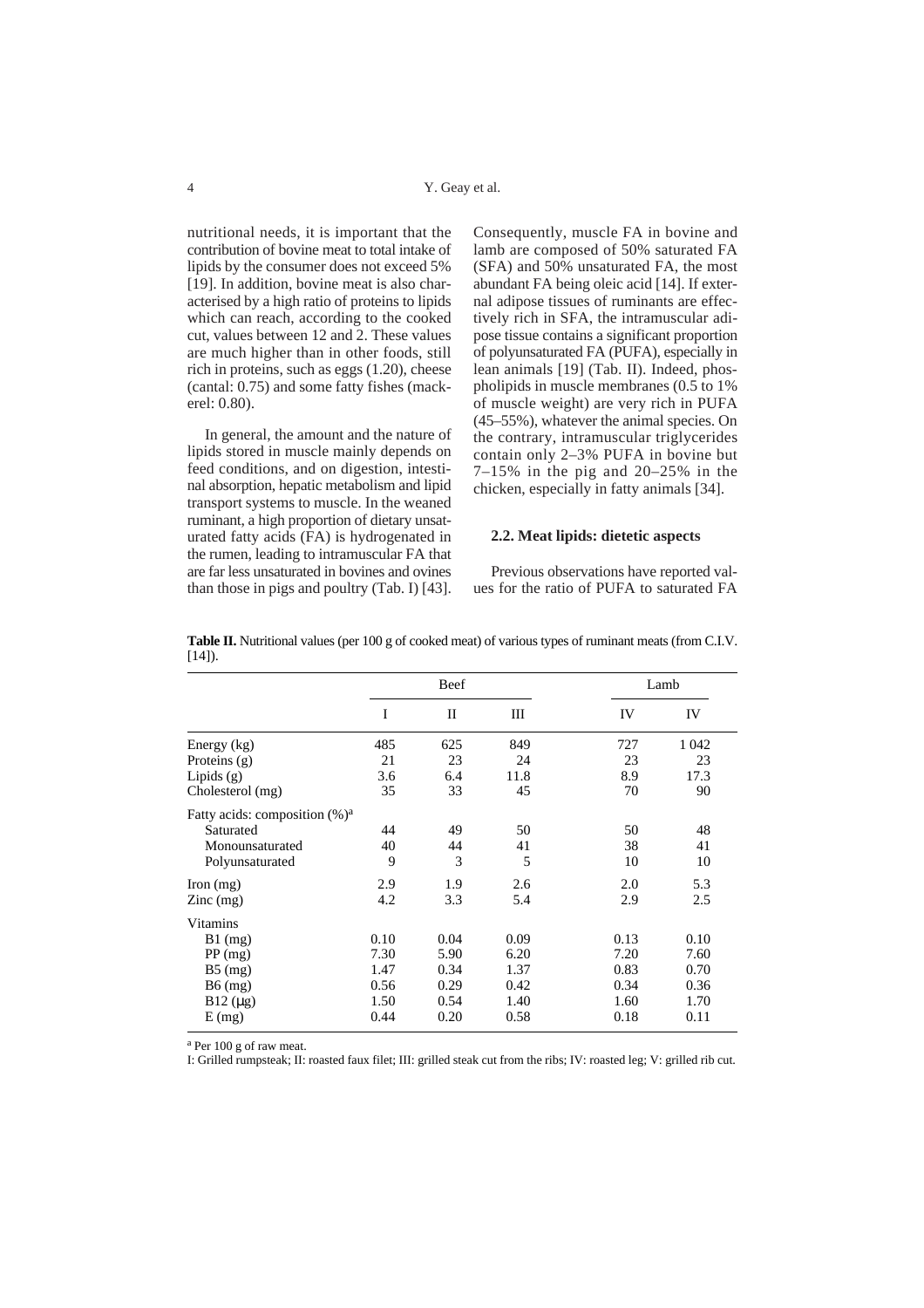nutritional needs, it is important that the contribution of bovine meat to total intake of lipids by the consumer does not exceed 5% [19]. In addition, bovine meat is also characterised by a high ratio of proteins to lipids which can reach, according to the cooked cut, values between 12 and 2. These values are much higher than in other foods, still rich in proteins, such as eggs (1.20), cheese (cantal: 0.75) and some fatty fishes (mackerel: 0.80).

In general, the amount and the nature of lipids stored in muscle mainly depends on feed conditions, and on digestion, intestinal absorption, hepatic metabolism and lipid transport systems to muscle. In the weaned ruminant, a high proportion of dietary unsaturated fatty acids (FA) is hydrogenated in the rumen, leading to intramuscular FA that are far less unsaturated in bovines and ovines than those in pigs and poultry (Tab. I) [43]. Consequently, muscle FA in bovine and lamb are composed of 50% saturated FA (SFA) and 50% unsaturated FA, the most abundant FA being oleic acid [14]. If external adipose tissues of ruminants are effectively rich in SFA, the intramuscular adipose tissue contains a significant proportion of polyunsaturated FA (PUFA), especially in lean animals [19] (Tab. II). Indeed, phospholipids in muscle membranes (0.5 to 1% of muscle weight) are very rich in PUFA (45–55%), whatever the animal species. On the contrary, intramuscular triglycerides contain only 2–3% PUFA in bovine but 7–15% in the pig and 20–25% in the chicken, especially in fatty animals [34].

### 2.2. Meat lipids: dietetic aspects

Previous observations have reported values for the ratio of PUFA to saturated FA

**Table II.** Nutritional values (per 100 g of cooked meat) of various types of ruminant meats (from C.I.V. [14]).

| | Beef | | | Lamb | |
|---|---|---|---|---|---|
| | I | II | III | IV | IV |
| Energy (kg) | 485 | 625 | 849 | 727 | 1 042 |
| Proteins (g) | 21 | 23 | 24 | 23 | 23 |
| Lipids (g) | 3.6 | 6.4 | 11.8 | 8.9 | 17.3 |
| Cholesterol (mg) | 35 | 33 | 45 | 70 | 90 |
| Fatty acids: composition (%)[a] | | | | | |
| Saturated | 44 | 49 | 50 | 50 | 48 |
| Monounsaturated | 40 | 44 | 41 | 38 | 41 |
| Polyunsaturated | 9 | 3 | 5 | 10 | 10 |
| Iron (mg) | 2.9 | 1.9 | 2.6 | 2.0 | 5.3 |
| Zinc (mg) | 4.2 | 3.3 | 5.4 | 2.9 | 2.5 |
| Vitamins | | | | | |
| B1 (mg) | 0.10 | 0.04 | 0.09 | 0.13 | 0.10 |
| PP (mg) | 7.30 | 5.90 | 6.20 | 7.20 | 7.60 |
| B5 (mg) | 1.47 | 0.34 | 1.37 | 0.83 | 0.70 |
| B6 (mg) | 0.56 | 0.29 | 0.42 | 0.34 | 0.36 |
| B12 (μg) | 1.50 | 0.54 | 1.40 | 1.60 | 1.70 |
| E (mg) | 0.44 | 0.20 | 0.58 | 0.18 | 0.11 |

[a] Per 100 g of raw meat.

I: Grilled rumpsteak; II: roasted faux filet; III: grilled steak cut from the ribs; IV: roasted leg; V: grilled rib cut.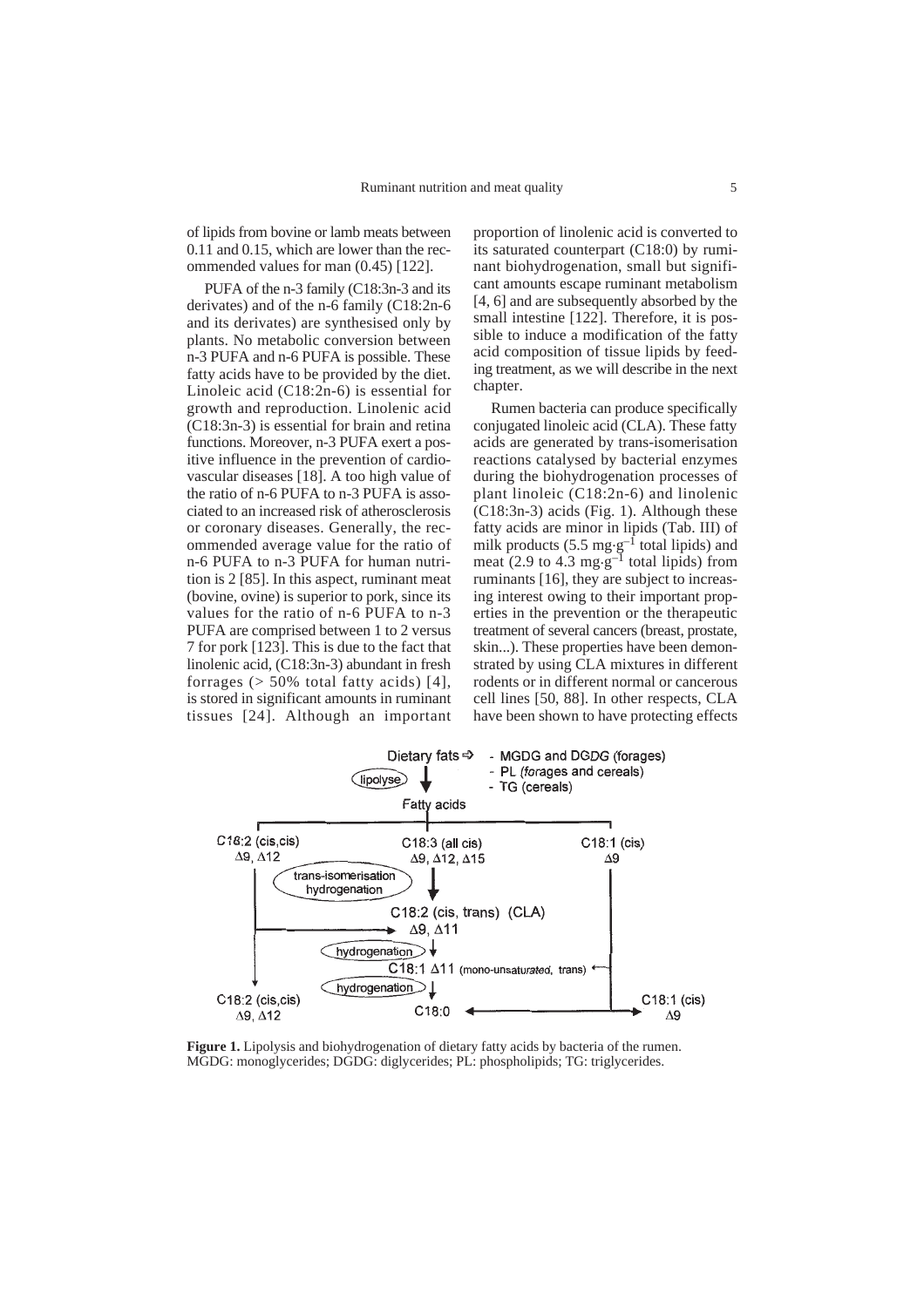of lipids from bovine or lamb meats between 0.11 and 0.15, which are lower than the recommended values for man (0.45) [122].

PUFA of the n-3 family (C18:3n-3 and its derivates) and of the n-6 family (C18:2n-6 and its derivates) are synthesised only by plants. No metabolic conversion between n-3 PUFA and n-6 PUFA is possible. These fatty acids have to be provided by the diet. Linoleic acid (C18:2n-6) is essential for growth and reproduction. Linolenic acid (C18:3n-3) is essential for brain and retina functions. Moreover, n-3 PUFA exert a positive influence in the prevention of cardiovascular diseases [18]. A too high value of the ratio of n-6 PUFA to n-3 PUFA is associated to an increased risk of atherosclerosis or coronary diseases. Generally, the recommended average value for the ratio of n-6 PUFA to n-3 PUFA for human nutrition is 2 [85]. In this aspect, ruminant meat (bovine, ovine) is superior to pork, since its values for the ratio of n-6 PUFA to n-3 PUFA are comprised between 1 to 2 versus 7 for pork [123]. This is due to the fact that linolenic acid, (C18:3n-3) abundant in fresh forrages (> 50% total fatty acids) [4], is stored in significant amounts in ruminant tissues [24]. Although an important proportion of linolenic acid is converted to its saturated counterpart (C18:0) by ruminant biohydrogenation, small but significant amounts escape ruminant metabolism [4, 6] and are subsequently absorbed by the small intestine [122]. Therefore, it is possible to induce a modification of the fatty acid composition of tissue lipids by feeding treatment, as we will describe in the next chapter.

Rumen bacteria can produce specifically conjugated linoleic acid (CLA). These fatty acids are generated by trans-isomerisation reactions catalysed by bacterial enzymes during the biohydrogenation processes of plant linoleic (C18:2n-6) and linolenic (C18:3n-3) acids (Fig. 1). Although these fatty acids are minor in lipids (Tab. III) of milk products (5.5 $mg \cdot g^{-1}$ total lipids) and meat (2.9 to 4.3 $mg \cdot g^{-1}$ total lipids) from ruminants [16], they are subject to increasing interest owing to their important properties in the prevention or the therapeutic treatment of several cancers (breast, prostate, skin...). These properties have been demonstrated by using CLA mixtures in different rodents or in different normal or cancerous cell lines [50, 88]. In other respects, CLA have been shown to have protecting effects

Dietary fats ⇨ - MGDG and DGDG (forages) - PL (forages and cereals) - TG (cereals)

lipolyse → Fatty acids

C18:2 (cis,cis) Δ9, Δ12 | C18:3 (all cis) Δ9, Δ12, Δ15 | C18:1 (cis) Δ9

trans-isomerisation hydrogenation → C18:2 (cis, trans) (CLA) Δ9, Δ11

hydrogenation → C18:1 Δ11 (mono-unsaturated, trans)

hydrogenation → C18:0

C18:2 (cis,cis) Δ9, Δ12 | C18:0 | C18:1 (cis) Δ9

**Figure 1.** Lipolysis and biohydrogenation of dietary fatty acids by bacteria of the rumen. MGDG: monoglycerides; DGDG: diglycerides; PL: phospholipids; TG: triglycerides.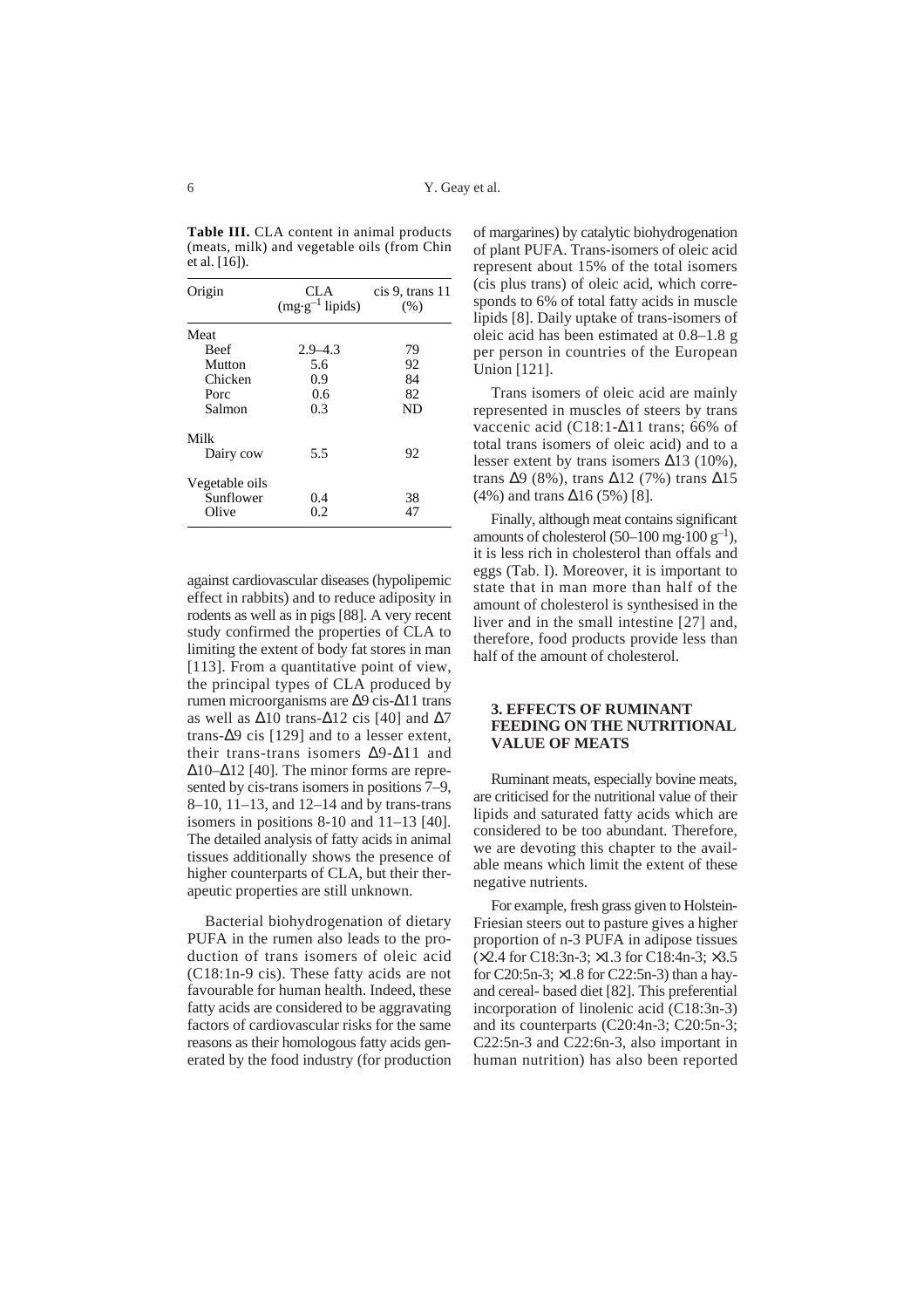**Table III.** CLA content in animal products (meats, milk) and vegetable oils (from Chin et al. [16]).

| Origin | CLA ($mg \cdot g^{-1}$ lipids) | cis 9, trans 11 (%) |
|---|---|---|
| Meat | | |
| Beef | 2.9–4.3 | 79 |
| Mutton | 5.6 | 92 |
| Chicken | 0.9 | 84 |
| Porc | 0.6 | 82 |
| Salmon | 0.3 | ND |
| Milk | | |
| Dairy cow | 5.5 | 92 |
| Vegetable oils | | |
| Sunflower | 0.4 | 38 |
| Olive | 0.2 | 47 |

against cardiovascular diseases (hypolipemic effect in rabbits) and to reduce adiposity in rodents as well as in pigs [88]. A very recent study confirmed the properties of CLA to limiting the extent of body fat stores in man [113]. From a quantitative point of view, the principal types of CLA produced by rumen microorganisms are Δ9 cis-Δ11 trans as well as Δ10 trans-Δ12 cis [40] and Δ7 trans-Δ9 cis [129] and to a lesser extent, their trans-trans isomers Δ9-Δ11 and Δ10–Δ12 [40]. The minor forms are represented by cis-trans isomers in positions 7–9, 8–10, 11–13, and 12–14 and by trans-trans isomers in positions 8-10 and 11–13 [40]. The detailed analysis of fatty acids in animal tissues additionally shows the presence of higher counterparts of CLA, but their therapeutic properties are still unknown.

Bacterial biohydrogenation of dietary PUFA in the rumen also leads to the production of trans isomers of oleic acid (C18:1n-9 cis). These fatty acids are not favourable for human health. Indeed, these fatty acids are considered to be aggravating factors of cardiovascular risks for the same reasons as their homologous fatty acids generated by the food industry (for production of margarines) by catalytic biohydrogenation of plant PUFA. Trans-isomers of oleic acid represent about 15% of the total isomers (cis plus trans) of oleic acid, which corresponds to 6% of total fatty acids in muscle lipids [8]. Daily uptake of trans-isomers of oleic acid has been estimated at 0.8–1.8 g per person in countries of the European Union [121].

Trans isomers of oleic acid are mainly represented in muscles of steers by trans vaccenic acid (C18:1-Δ11 trans; 66% of total trans isomers of oleic acid) and to a lesser extent by trans isomers Δ13 (10%), trans Δ9 (8%), trans Δ12 (7%) trans Δ15 (4%) and trans Δ16 (5%) [8].

Finally, although meat contains significant amounts of cholesterol (50–100 $mg \cdot 100\ g^{-1}$), it is less rich in cholesterol than offals and eggs (Tab. I). Moreover, it is important to state that in man more than half of the amount of cholesterol is synthesised in the liver and in the small intestine [27] and, therefore, food products provide less than half of the amount of cholesterol.

## 3. EFFECTS OF RUMINANT FEEDING ON THE NUTRITIONAL VALUE OF MEATS

Ruminant meats, especially bovine meats, are criticised for the nutritional value of their lipids and saturated fatty acids which are considered to be too abundant. Therefore, we are devoting this chapter to the available means which limit the extent of these negative nutrients.

For example, fresh grass given to Holstein-Friesian steers out to pasture gives a higher proportion of n-3 PUFA in adipose tissues (×2.4 for C18:3n-3; ×1.3 for C18:4n-3; ×3.5 for C20:5n-3; ×1.8 for C22:5n-3) than a hay- and cereal- based diet [82]. This preferential incorporation of linolenic acid (C18:3n-3) and its counterparts (C20:4n-3; C20:5n-3; C22:5n-3 and C22:6n-3, also important in human nutrition) has also been reported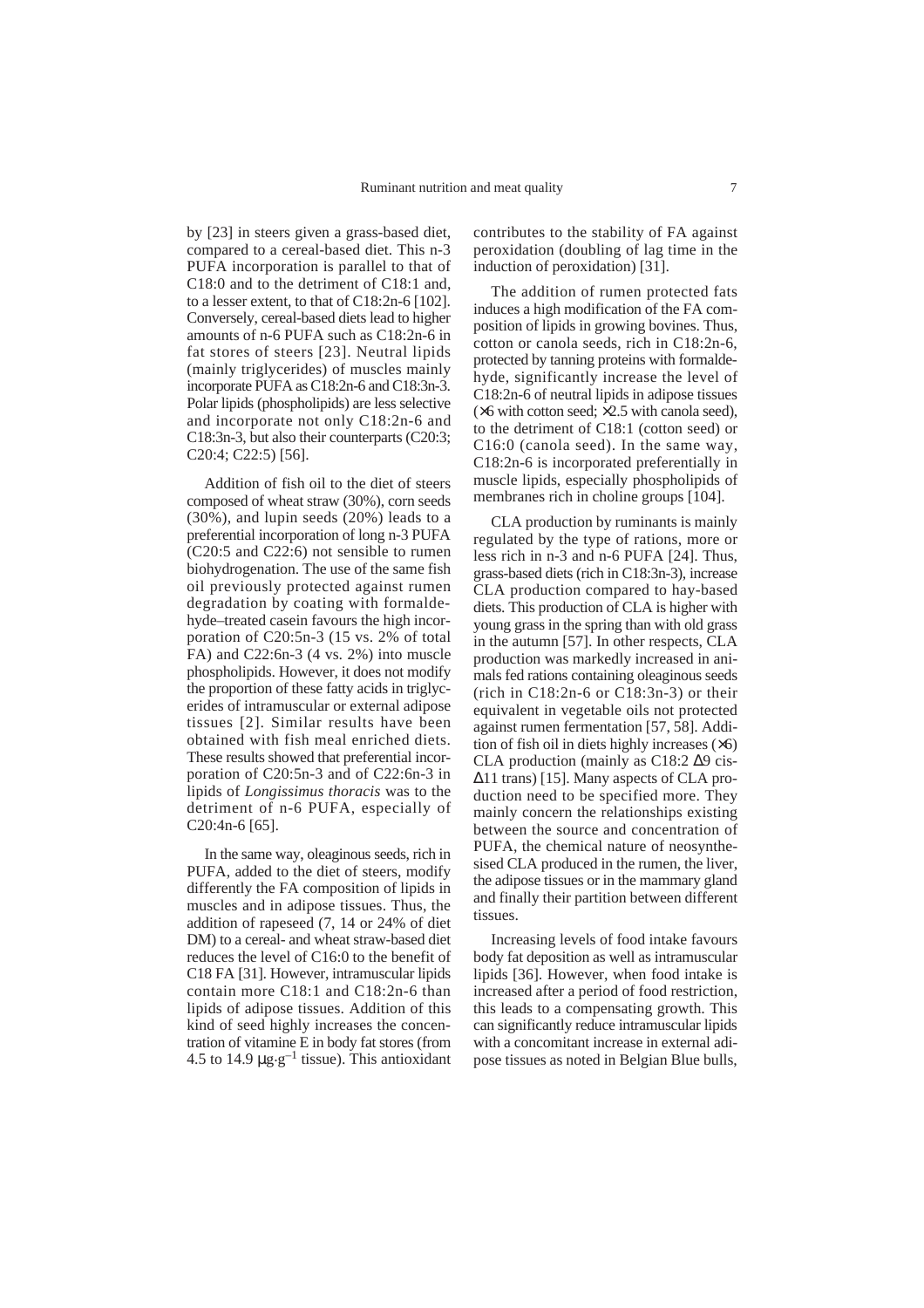by [23] in steers given a grass-based diet, compared to a cereal-based diet. This n-3 PUFA incorporation is parallel to that of C18:0 and to the detriment of C18:1 and, to a lesser extent, to that of C18:2n-6 [102]. Conversely, cereal-based diets lead to higher amounts of n-6 PUFA such as C18:2n-6 in fat stores of steers [23]. Neutral lipids (mainly triglycerides) of muscles mainly incorporate PUFA as C18:2n-6 and C18:3n-3. Polar lipids (phospholipids) are less selective and incorporate not only C18:2n-6 and C18:3n-3, but also their counterparts (C20:3; C20:4; C22:5) [56].

Addition of fish oil to the diet of steers composed of wheat straw (30%), corn seeds (30%), and lupin seeds (20%) leads to a preferential incorporation of long n-3 PUFA (C20:5 and C22:6) not sensible to rumen biohydrogenation. The use of the same fish oil previously protected against rumen degradation by coating with formaldehyde–treated casein favours the high incorporation of C20:5n-3 (15 vs. 2% of total FA) and C22:6n-3 (4 vs. 2%) into muscle phospholipids. However, it does not modify the proportion of these fatty acids in triglycerides of intramuscular or external adipose tissues [2]. Similar results have been obtained with fish meal enriched diets. These results showed that preferential incorporation of C20:5n-3 and of C22:6n-3 in lipids of *Longissimus thoracis* was to the detriment of n-6 PUFA, especially of C20:4n-6 [65].

In the same way, oleaginous seeds, rich in PUFA, added to the diet of steers, modify differently the FA composition of lipids in muscles and in adipose tissues. Thus, the addition of rapeseed (7, 14 or 24% of diet DM) to a cereal- and wheat straw-based diet reduces the level of C16:0 to the benefit of C18 FA [31]. However, intramuscular lipids contain more C18:1 and C18:2n-6 than lipids of adipose tissues. Addition of this kind of seed highly increases the concentration of vitamine E in body fat stores (from 4.5 to 14.9 $\mu g \cdot g^{-1}$ tissue). This antioxidant contributes to the stability of FA against peroxidation (doubling of lag time in the induction of peroxidation) [31].

The addition of rumen protected fats induces a high modification of the FA composition of lipids in growing bovines. Thus, cotton or canola seeds, rich in C18:2n-6, protected by tanning proteins with formaldehyde, significantly increase the level of C18:2n-6 of neutral lipids in adipose tissues ($\times$6 with cotton seed; $\times$2.5 with canola seed), to the detriment of C18:1 (cotton seed) or C16:0 (canola seed). In the same way, C18:2n-6 is incorporated preferentially in muscle lipids, especially phospholipids of membranes rich in choline groups [104].

CLA production by ruminants is mainly regulated by the type of rations, more or less rich in n-3 and n-6 PUFA [24]. Thus, grass-based diets (rich in C18:3n-3), increase CLA production compared to hay-based diets. This production of CLA is higher with young grass in the spring than with old grass in the autumn [57]. In other respects, CLA production was markedly increased in animals fed rations containing oleaginous seeds (rich in C18:2n-6 or C18:3n-3) or their equivalent in vegetable oils not protected against rumen fermentation [57, 58]. Addition of fish oil in diets highly increases ($\times$6) CLA production (mainly as C18:2 $\Delta$9 cis-$\Delta$11 trans) [15]. Many aspects of CLA production need to be specified more. They mainly concern the relationships existing between the source and concentration of PUFA, the chemical nature of neosynthesised CLA produced in the rumen, the liver, the adipose tissues or in the mammary gland and finally their partition between different tissues.

Increasing levels of food intake favours body fat deposition as well as intramuscular lipids [36]. However, when food intake is increased after a period of food restriction, this leads to a compensating growth. This can significantly reduce intramuscular lipids with a concomitant increase in external adipose tissues as noted in Belgian Blue bulls,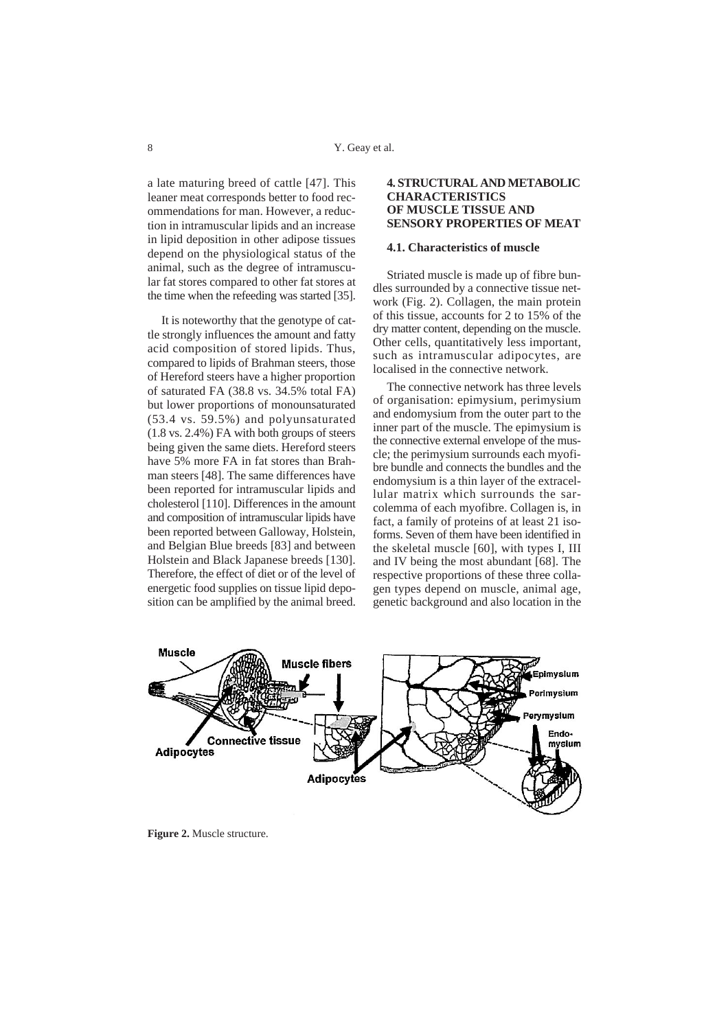a late maturing breed of cattle [47]. This leaner meat corresponds better to food recommendations for man. However, a reduction in intramuscular lipids and an increase in lipid deposition in other adipose tissues depend on the physiological status of the animal, such as the degree of intramuscular fat stores compared to other fat stores at the time when the refeeding was started [35].

It is noteworthy that the genotype of cattle strongly influences the amount and fatty acid composition of stored lipids. Thus, compared to lipids of Brahman steers, those of Hereford steers have a higher proportion of saturated FA (38.8 vs. 34.5% total FA) but lower proportions of monounsaturated (53.4 vs. 59.5%) and polyunsaturated (1.8 vs. 2.4%) FA with both groups of steers being given the same diets. Hereford steers have 5% more FA in fat stores than Brahman steers [48]. The same differences have been reported for intramuscular lipids and cholesterol [110]. Differences in the amount and composition of intramuscular lipids have been reported between Galloway, Holstein, and Belgian Blue breeds [83] and between Holstein and Black Japanese breeds [130]. Therefore, the effect of diet or of the level of energetic food supplies on tissue lipid deposition can be amplified by the animal breed.

## 4. STRUCTURAL AND METABOLIC CHARACTERISTICS OF MUSCLE TISSUE AND SENSORY PROPERTIES OF MEAT

### 4.1. Characteristics of muscle

Striated muscle is made up of fibre bundles surrounded by a connective tissue network (Fig. 2). Collagen, the main protein of this tissue, accounts for 2 to 15% of the dry matter content, depending on the muscle. Other cells, quantitatively less important, such as intramuscular adipocytes, are localised in the connective network.

The connective network has three levels of organisation: epimysium, perimysium and endomysium from the outer part to the inner part of the muscle. The epimysium is the connective external envelope of the muscle; the perimysium surrounds each myofibre bundle and connects the bundles and the endomysium is a thin layer of the extracellular matrix which surrounds the sarcolemma of each myofibre. Collagen is, in fact, a family of proteins of at least 21 isoforms. Seven of them have been identified in the skeletal muscle [60], with types I, III and IV being the most abundant [68]. The respective proportions of these three collagen types depend on muscle, animal age, genetic background and also location in the

**Figure 2.** Muscle structure.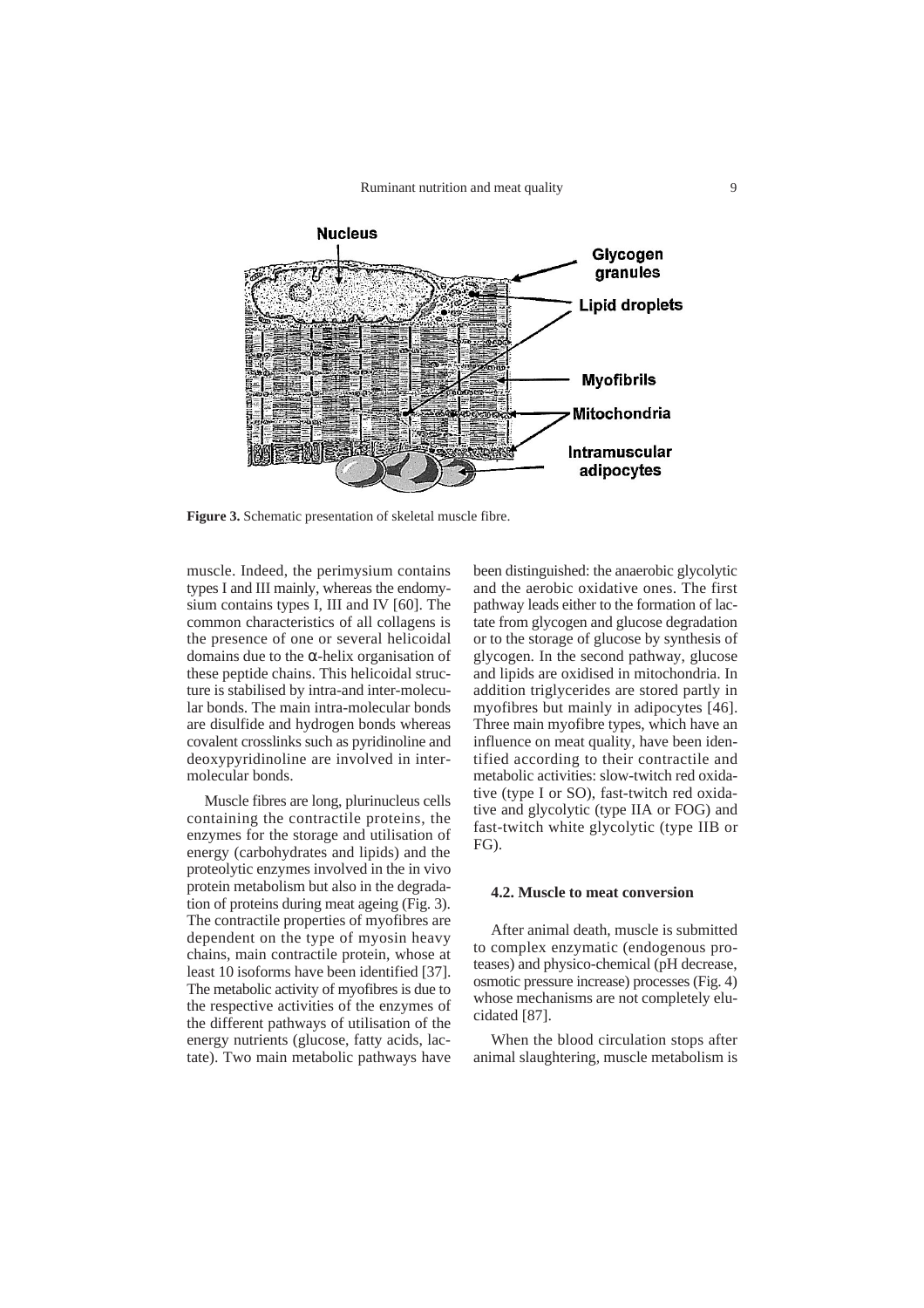**Figure 3.** Schematic presentation of skeletal muscle fibre.

muscle. Indeed, the perimysium contains types I and III mainly, whereas the endomysium contains types I, III and IV [60]. The common characteristics of all collagens is the presence of one or several helicoidal domains due to the $\alpha$-helix organisation of these peptide chains. This helicoidal structure is stabilised by intra-and inter-molecular bonds. The main intra-molecular bonds are disulfide and hydrogen bonds whereas covalent crosslinks such as pyridinoline and deoxypyridinoline are involved in intermolecular bonds.

Muscle fibres are long, plurinucleus cells containing the contractile proteins, the enzymes for the storage and utilisation of energy (carbohydrates and lipids) and the proteolytic enzymes involved in the in vivo protein metabolism but also in the degradation of proteins during meat ageing (Fig. 3). The contractile properties of myofibres are dependent on the type of myosin heavy chains, main contractile protein, whose at least 10 isoforms have been identified [37]. The metabolic activity of myofibres is due to the respective activities of the enzymes of the different pathways of utilisation of the energy nutrients (glucose, fatty acids, lactate). Two main metabolic pathways have been distinguished: the anaerobic glycolytic and the aerobic oxidative ones. The first pathway leads either to the formation of lactate from glycogen and glucose degradation or to the storage of glucose by synthesis of glycogen. In the second pathway, glucose and lipids are oxidised in mitochondria. In addition triglycerides are stored partly in myofibres but mainly in adipocytes [46]. Three main myofibre types, which have an influence on meat quality, have been identified according to their contractile and metabolic activities: slow-twitch red oxidative (type I or SO), fast-twitch red oxidative and glycolytic (type IIA or FOG) and fast-twitch white glycolytic (type IIB or FG).

### 4.2. Muscle to meat conversion

After animal death, muscle is submitted to complex enzymatic (endogenous proteases) and physico-chemical (pH decrease, osmotic pressure increase) processes (Fig. 4) whose mechanisms are not completely elucidated [87].

When the blood circulation stops after animal slaughtering, muscle metabolism is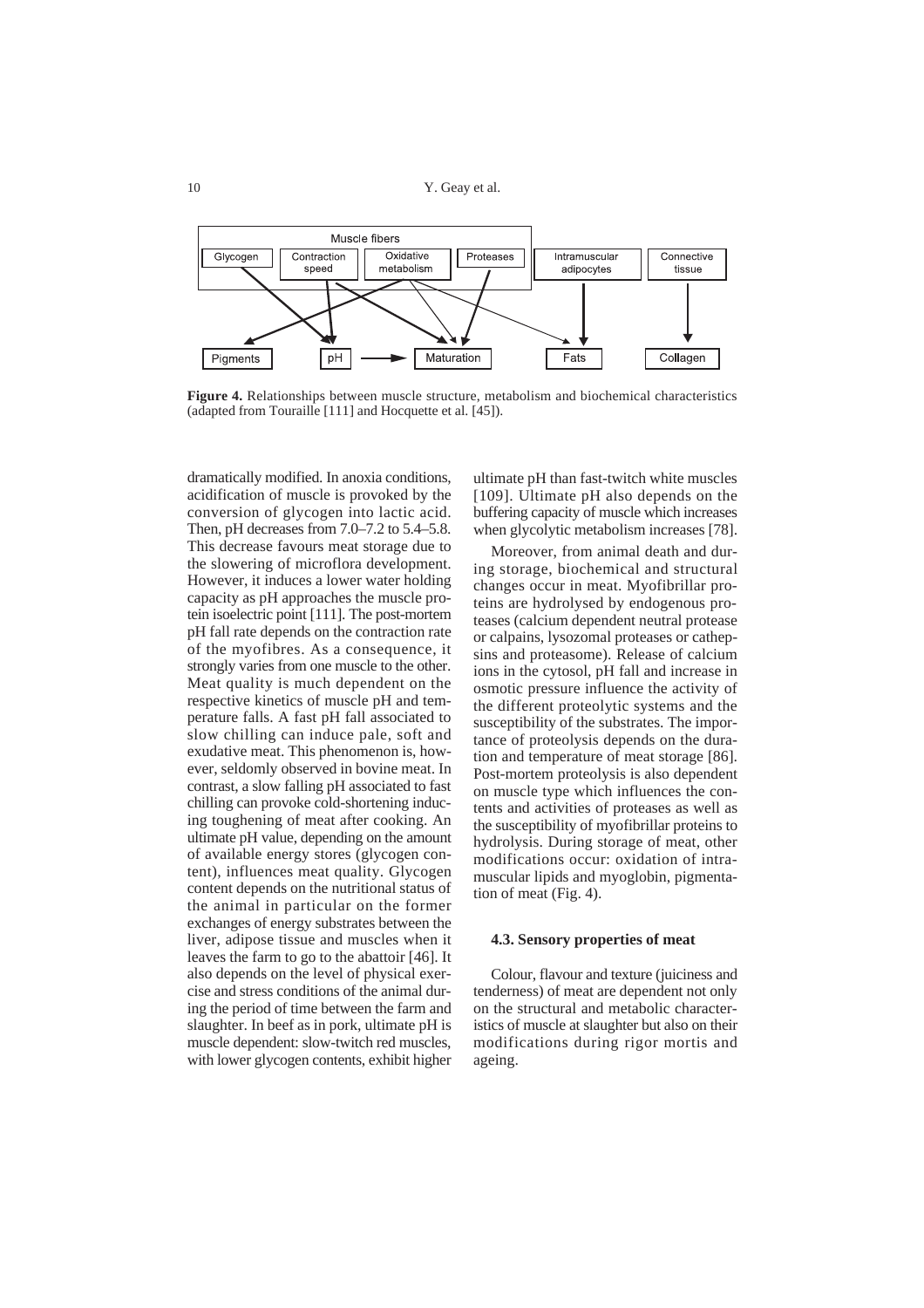**Figure 4.** Relationships between muscle structure, metabolism and biochemical characteristics (adapted from Touraille [111] and Hocquette et al. [45]).

dramatically modified. In anoxia conditions, acidification of muscle is provoked by the conversion of glycogen into lactic acid. Then, pH decreases from 7.0–7.2 to 5.4–5.8. This decrease favours meat storage due to the slowering of microflora development. However, it induces a lower water holding capacity as pH approaches the muscle protein isoelectric point [111]. The post-mortem pH fall rate depends on the contraction rate of the myofibres. As a consequence, it strongly varies from one muscle to the other. Meat quality is much dependent on the respective kinetics of muscle pH and temperature falls. A fast pH fall associated to slow chilling can induce pale, soft and exudative meat. This phenomenon is, however, seldomly observed in bovine meat. In contrast, a slow falling pH associated to fast chilling can provoke cold-shortening inducing toughening of meat after cooking. An ultimate pH value, depending on the amount of available energy stores (glycogen content), influences meat quality. Glycogen content depends on the nutritional status of the animal in particular on the former exchanges of energy substrates between the liver, adipose tissue and muscles when it leaves the farm to go to the abattoir [46]. It also depends on the level of physical exercise and stress conditions of the animal during the period of time between the farm and slaughter. In beef as in pork, ultimate pH is muscle dependent: slow-twitch red muscles, with lower glycogen contents, exhibit higher ultimate pH than fast-twitch white muscles [109]. Ultimate pH also depends on the buffering capacity of muscle which increases when glycolytic metabolism increases [78].

Moreover, from animal death and during storage, biochemical and structural changes occur in meat. Myofibrillar proteins are hydrolysed by endogenous proteases (calcium dependent neutral protease or calpains, lysozomal proteases or cathepsins and proteasome). Release of calcium ions in the cytosol, pH fall and increase in osmotic pressure influence the activity of the different proteolytic systems and the susceptibility of the substrates. The importance of proteolysis depends on the duration and temperature of meat storage [86]. Post-mortem proteolysis is also dependent on muscle type which influences the contents and activities of proteases as well as the susceptibility of myofibrillar proteins to hydrolysis. During storage of meat, other modifications occur: oxidation of intramuscular lipids and myoglobin, pigmentation of meat (Fig. 4).

### 4.3. Sensory properties of meat

Colour, flavour and texture (juiciness and tenderness) of meat are dependent not only on the structural and metabolic characteristics of muscle at slaughter but also on their modifications during rigor mortis and ageing.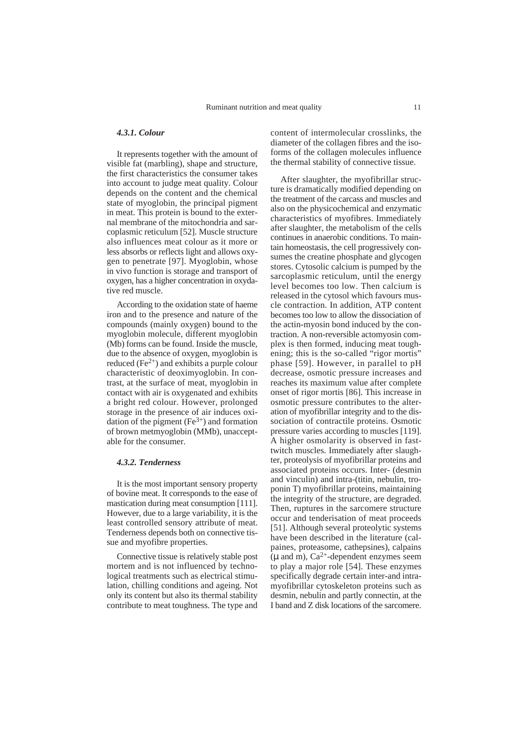### *4.3.1. Colour*

It represents together with the amount of visible fat (marbling), shape and structure, the first characteristics the consumer takes into account to judge meat quality. Colour depends on the content and the chemical state of myoglobin, the principal pigment in meat. This protein is bound to the external membrane of the mitochondria and sarcoplasmic reticulum [52]. Muscle structure also influences meat colour as it more or less absorbs or reflects light and allows oxygen to penetrate [97]. Myoglobin, whose in vivo function is storage and transport of oxygen, has a higher concentration in oxydative red muscle.

According to the oxidation state of haeme iron and to the presence and nature of the compounds (mainly oxygen) bound to the myoglobin molecule, different myoglobin (Mb) forms can be found. Inside the muscle, due to the absence of oxygen, myoglobin is reduced ($Fe^{2+}$) and exhibits a purple colour characteristic of deoximyoglobin. In contrast, at the surface of meat, myoglobin in contact with air is oxygenated and exhibits a bright red colour. However, prolonged storage in the presence of air induces oxidation of the pigment ($Fe^{3+}$) and formation of brown metmyoglobin (MMb), unacceptable for the consumer.

### *4.3.2. Tenderness*

It is the most important sensory property of bovine meat. It corresponds to the ease of mastication during meat consumption [111]. However, due to a large variability, it is the least controlled sensory attribute of meat. Tenderness depends both on connective tissue and myofibre properties.

Connective tissue is relatively stable post mortem and is not influenced by technological treatments such as electrical stimulation, chilling conditions and ageing. Not only its content but also its thermal stability contribute to meat toughness. The type and content of intermolecular crosslinks, the diameter of the collagen fibres and the isoforms of the collagen molecules influence the thermal stability of connective tissue.

After slaughter, the myofibrillar structure is dramatically modified depending on the treatment of the carcass and muscles and also on the physicochemical and enzymatic characteristics of myofibres. Immediately after slaughter, the metabolism of the cells continues in anaerobic conditions. To maintain homeostasis, the cell progressively consumes the creatine phosphate and glycogen stores. Cytosolic calcium is pumped by the sarcoplasmic reticulum, until the energy level becomes too low. Then calcium is released in the cytosol which favours muscle contraction. In addition, ATP content becomes too low to allow the dissociation of the actin-myosin bond induced by the contraction. A non-reversible actomyosin complex is then formed, inducing meat toughening; this is the so-called "rigor mortis" phase [59]. However, in parallel to pH decrease, osmotic pressure increases and reaches its maximum value after complete onset of rigor mortis [86]. This increase in osmotic pressure contributes to the alteration of myofibrillar integrity and to the dissociation of contractile proteins. Osmotic pressure varies according to muscles [119]. A higher osmolarity is observed in fast-twitch muscles. Immediately after slaughter, proteolysis of myofibrillar proteins and associated proteins occurs. Inter- (desmin and vinculin) and intra-(titin, nebulin, troponin T) myofibrillar proteins, maintaining the integrity of the structure, are degraded. Then, ruptures in the sarcomere structure occur and tenderisation of meat proceeds [51]. Although several proteolytic systems have been described in the literature (calpaines, proteasome, cathepsines), calpains ($\mu$ and m), $Ca^{2+}$-dependent enzymes seem to play a major role [54]. These enzymes specifically degrade certain inter-and intra-myofibrillar cytoskeleton proteins such as desmin, nebulin and partly connectin, at the I band and Z disk locations of the sarcomere.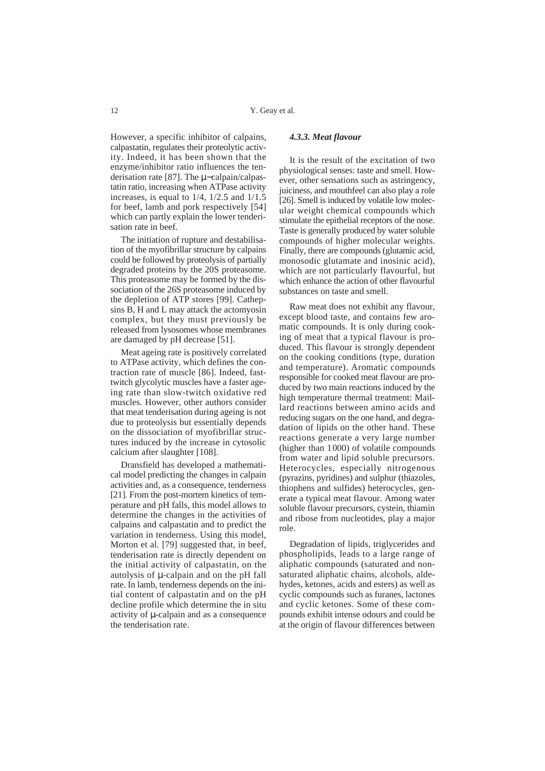However, a specific inhibitor of calpains, calpastatin, regulates their proteolytic activity. Indeed, it has been shown that the enzyme/inhibitor ratio influences the tenderisation rate [87]. The μ–calpain/calpastatin ratio, increasing when ATPase activity increases, is equal to 1/4, 1/2.5 and 1/1.5 for beef, lamb and pork respectively [54] which can partly explain the lower tenderisation rate in beef.

The initiation of rupture and destabilisation of the myofibrillar structure by calpains could be followed by proteolysis of partially degraded proteins by the 20S proteasome. This proteasome may be formed by the dissociation of the 26S proteasome induced by the depletion of ATP stores [99]. Cathepsins B, H and L may attack the actomyosin complex, but they must previously be released from lysosomes whose membranes are damaged by pH decrease [51].

Meat ageing rate is positively correlated to ATPase activity, which defines the contraction rate of muscle [86]. Indeed, fast-twitch glycolytic muscles have a faster ageing rate than slow-twitch oxidative red muscles. However, other authors consider that meat tenderisation during ageing is not due to proteolysis but essentially depends on the dissociation of myofibrillar structures induced by the increase in cytosolic calcium after slaughter [108].

Dransfield has developed a mathematical model predicting the changes in calpain activities and, as a consequence, tenderness [21]. From the post-mortem kinetics of temperature and pH falls, this model allows to determine the changes in the activities of calpains and calpastatin and to predict the variation in tenderness. Using this model, Morton et al. [79] suggested that, in beef, tenderisation rate is directly dependent on the initial activity of calpastatin, on the autolysis of μ-calpain and on the pH fall rate. In lamb, tenderness depends on the initial content of calpastatin and on the pH decline profile which determine the in situ activity of μ-calpain and as a consequence the tenderisation rate.

#### *4.3.3. Meat flavour*

It is the result of the excitation of two physiological senses: taste and smell. However, other sensations such as astringency, juiciness, and mouthfeel can also play a role [26]. Smell is induced by volatile low molecular weight chemical compounds which stimulate the epithelial receptors of the nose. Taste is generally produced by water soluble compounds of higher molecular weights. Finally, there are compounds (glutamic acid, monosodic glutamate and inosinic acid), which are not particularly flavourful, but which enhance the action of other flavourful substances on taste and smell.

Raw meat does not exhibit any flavour, except blood taste, and contains few aromatic compounds. It is only during cooking of meat that a typical flavour is produced. This flavour is strongly dependent on the cooking conditions (type, duration and temperature). Aromatic compounds responsible for cooked meat flavour are produced by two main reactions induced by the high temperature thermal treatment: Maillard reactions between amino acids and reducing sugars on the one hand, and degradation of lipids on the other hand. These reactions generate a very large number (higher than 1000) of volatile compounds from water and lipid soluble precursors. Heterocycles, especially nitrogenous (pyrazins, pyridines) and sulphur (thiazoles, thiophens and sulfides) heterocycles, generate a typical meat flavour. Among water soluble flavour precursors, cystein, thiamin and ribose from nucleotides, play a major role.

Degradation of lipids, triglycerides and phospholipids, leads to a large range of aliphatic compounds (saturated and non-saturated aliphatic chains, alcohols, aldehydes, ketones, acids and esters) as well as cyclic compounds such as furanes, lactones and cyclic ketones. Some of these compounds exhibit intense odours and could be at the origin of flavour differences between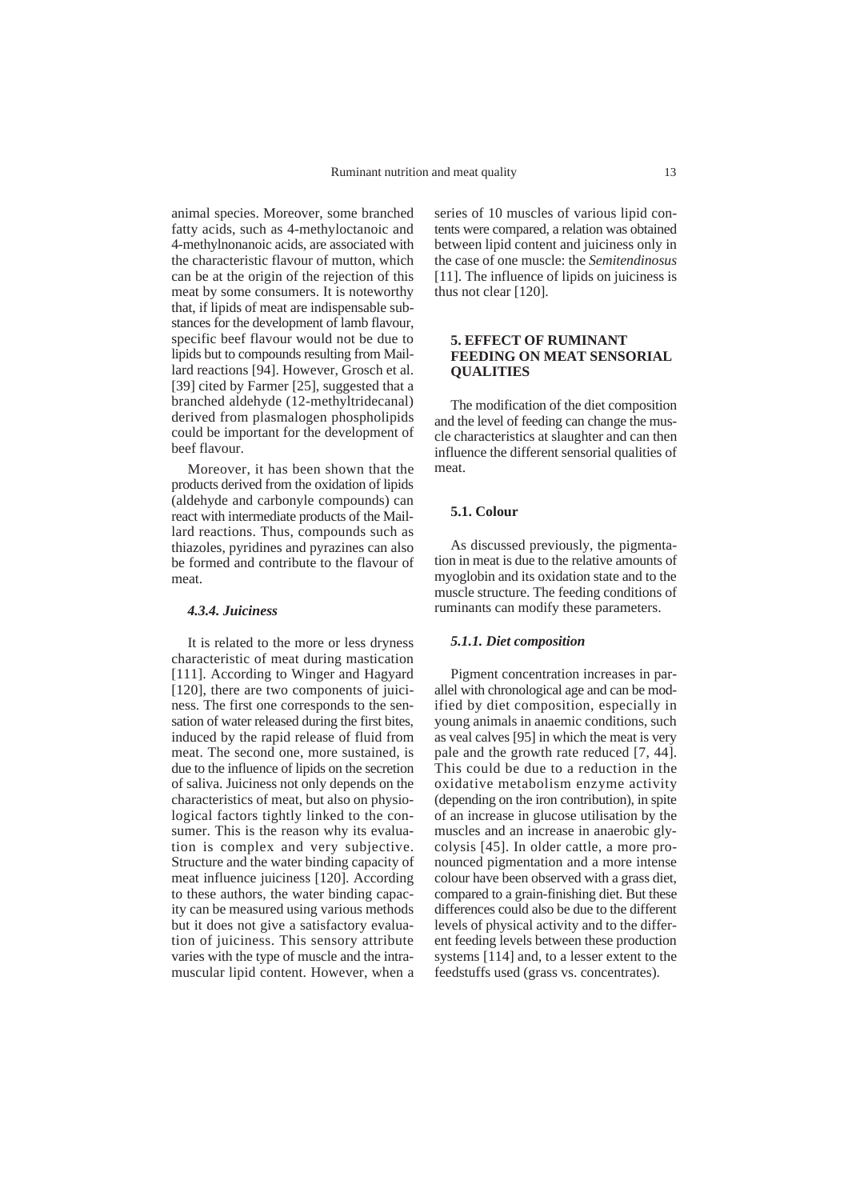animal species. Moreover, some branched fatty acids, such as 4-methyloctanoic and 4-methylnonanoic acids, are associated with the characteristic flavour of mutton, which can be at the origin of the rejection of this meat by some consumers. It is noteworthy that, if lipids of meat are indispensable substances for the development of lamb flavour, specific beef flavour would not be due to lipids but to compounds resulting from Maillard reactions [94]. However, Grosch et al. [39] cited by Farmer [25], suggested that a branched aldehyde (12-methyltridecanal) derived from plasmalogen phospholipids could be important for the development of beef flavour.

Moreover, it has been shown that the products derived from the oxidation of lipids (aldehyde and carbonyle compounds) can react with intermediate products of the Maillard reactions. Thus, compounds such as thiazoles, pyridines and pyrazines can also be formed and contribute to the flavour of meat.

#### *4.3.4. Juiciness*

It is related to the more or less dryness characteristic of meat during mastication [111]. According to Winger and Hagyard [120], there are two components of juiciness. The first one corresponds to the sensation of water released during the first bites, induced by the rapid release of fluid from meat. The second one, more sustained, is due to the influence of lipids on the secretion of saliva. Juiciness not only depends on the characteristics of meat, but also on physiological factors tightly linked to the consumer. This is the reason why its evaluation is complex and very subjective. Structure and the water binding capacity of meat influence juiciness [120]. According to these authors, the water binding capacity can be measured using various methods but it does not give a satisfactory evaluation of juiciness. This sensory attribute varies with the type of muscle and the intramuscular lipid content. However, when a series of 10 muscles of various lipid contents were compared, a relation was obtained between lipid content and juiciness only in the case of one muscle: the *Semitendinosus* [11]. The influence of lipids on juiciness is thus not clear [120].

## 5. EFFECT OF RUMINANT FEEDING ON MEAT SENSORIAL QUALITIES

The modification of the diet composition and the level of feeding can change the muscle characteristics at slaughter and can then influence the different sensorial qualities of meat.

### 5.1. Colour

As discussed previously, the pigmentation in meat is due to the relative amounts of myoglobin and its oxidation state and to the muscle structure. The feeding conditions of ruminants can modify these parameters.

#### *5.1.1. Diet composition*

Pigment concentration increases in parallel with chronological age and can be modified by diet composition, especially in young animals in anaemic conditions, such as veal calves [95] in which the meat is very pale and the growth rate reduced [7, 44]. This could be due to a reduction in the oxidative metabolism enzyme activity (depending on the iron contribution), in spite of an increase in glucose utilisation by the muscles and an increase in anaerobic glycolysis [45]. In older cattle, a more pronounced pigmentation and a more intense colour have been observed with a grass diet, compared to a grain-finishing diet. But these differences could also be due to the different levels of physical activity and to the different feeding levels between these production systems [114] and, to a lesser extent to the feedstuffs used (grass vs. concentrates).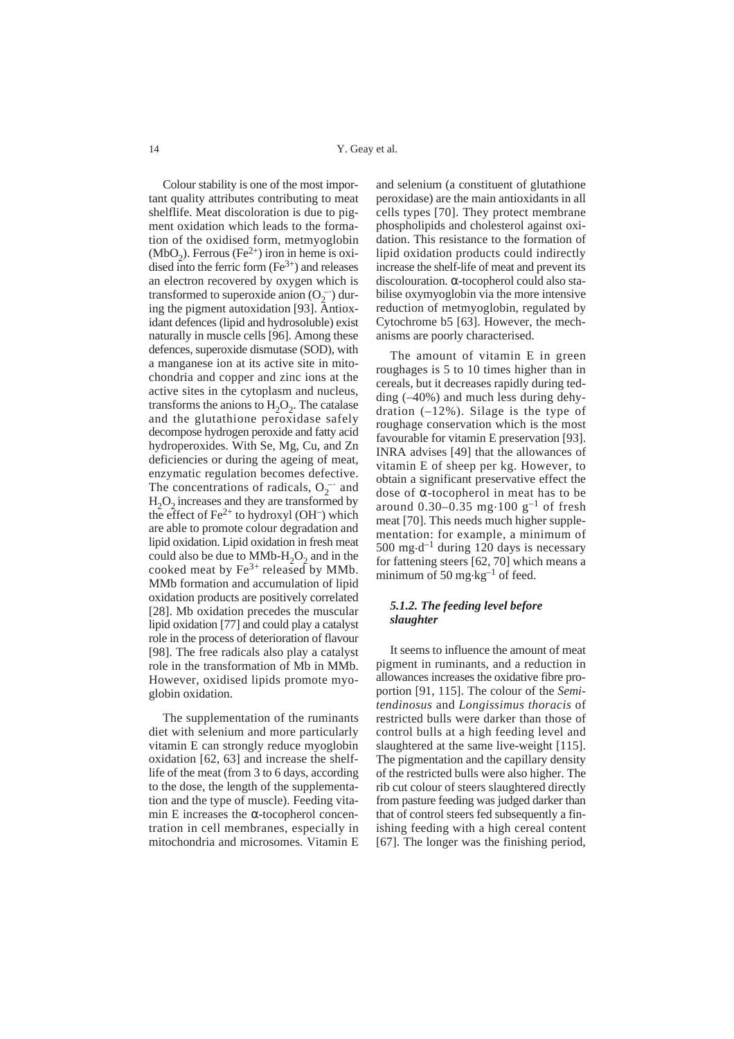Colour stability is one of the most important quality attributes contributing to meat shelflife. Meat discoloration is due to pigment oxidation which leads to the formation of the oxidised form, metmyoglobin ($MbO_2$). Ferrous ($Fe^{2+}$) iron in heme is oxidised into the ferric form ($Fe^{3+}$) and releases an electron recovered by oxygen which is transformed to superoxide anion ($O_2^{-}$) during the pigment autoxidation [93]. Antioxidant defences (lipid and hydrosoluble) exist naturally in muscle cells [96]. Among these defences, superoxide dismutase (SOD), with a manganese ion at its active site in mitochondria and copper and zinc ions at the active sites in the cytoplasm and nucleus, transforms the anions to $H_2O_2$. The catalase and the glutathione peroxidase safely decompose hydrogen peroxide and fatty acid hydroperoxides. With Se, Mg, Cu, and Zn deficiencies or during the ageing of meat, enzymatic regulation becomes defective. The concentrations of radicals, $O_2^{-\cdot}$ and $H_2O_2$ increases and they are transformed by the effect of $Fe^{2+}$ to hydroxyl ($OH^-$) which are able to promote colour degradation and lipid oxidation. Lipid oxidation in fresh meat could also be due to MMb-$H_2O_2$ and in the cooked meat by $Fe^{3+}$ released by MMb. MMb formation and accumulation of lipid oxidation products are positively correlated [28]. Mb oxidation precedes the muscular lipid oxidation [77] and could play a catalyst role in the process of deterioration of flavour [98]. The free radicals also play a catalyst role in the transformation of Mb in MMb. However, oxidised lipids promote myoglobin oxidation.

The supplementation of the ruminants diet with selenium and more particularly vitamin E can strongly reduce myoglobin oxidation [62, 63] and increase the shelf-life of the meat (from 3 to 6 days, according to the dose, the length of the supplementation and the type of muscle). Feeding vitamin E increases the α-tocopherol concentration in cell membranes, especially in mitochondria and microsomes. Vitamin E and selenium (a constituent of glutathione peroxidase) are the main antioxidants in all cells types [70]. They protect membrane phospholipids and cholesterol against oxidation. This resistance to the formation of lipid oxidation products could indirectly increase the shelf-life of meat and prevent its discolouration. α-tocopherol could also stabilise oxymyoglobin via the more intensive reduction of metmyoglobin, regulated by Cytochrome b5 [63]. However, the mechanisms are poorly characterised.

The amount of vitamin E in green roughages is 5 to 10 times higher than in cereals, but it decreases rapidly during tedding (–40%) and much less during dehydration (–12%). Silage is the type of roughage conservation which is the most favourable for vitamin E preservation [93]. INRA advises [49] that the allowances of vitamin E of sheep per kg. However, to obtain a significant preservative effect the dose of α-tocopherol in meat has to be around 0.30–0.35 $mg \cdot 100\ g^{-1}$ of fresh meat [70]. This needs much higher supplementation: for example, a minimum of 500 $mg \cdot d^{-1}$ during 120 days is necessary for fattening steers [62, 70] which means a minimum of 50 $mg \cdot kg^{-1}$ of feed.

#### *5.1.2. The feeding level before slaughter*

It seems to influence the amount of meat pigment in ruminants, and a reduction in allowances increases the oxidative fibre proportion [91, 115]. The colour of the *Semitendinosus* and *Longissimus thoracis* of restricted bulls were darker than those of control bulls at a high feeding level and slaughtered at the same live-weight [115]. The pigmentation and the capillary density of the restricted bulls were also higher. The rib cut colour of steers slaughtered directly from pasture feeding was judged darker than that of control steers fed subsequently a finishing feeding with a high cereal content [67]. The longer was the finishing period,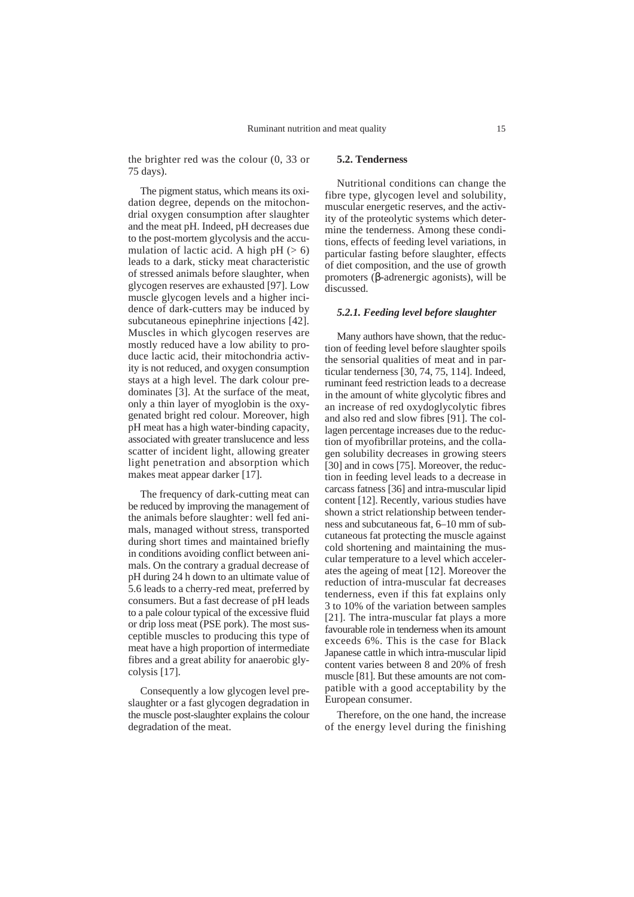the brighter red was the colour (0, 33 or 75 days).

The pigment status, which means its oxidation degree, depends on the mitochondrial oxygen consumption after slaughter and the meat pH. Indeed, pH decreases due to the post-mortem glycolysis and the accumulation of lactic acid. A high pH (> 6) leads to a dark, sticky meat characteristic of stressed animals before slaughter, when glycogen reserves are exhausted [97]. Low muscle glycogen levels and a higher incidence of dark-cutters may be induced by subcutaneous epinephrine injections [42]. Muscles in which glycogen reserves are mostly reduced have a low ability to produce lactic acid, their mitochondria activity is not reduced, and oxygen consumption stays at a high level. The dark colour predominates [3]. At the surface of the meat, only a thin layer of myoglobin is the oxygenated bright red colour. Moreover, high pH meat has a high water-binding capacity, associated with greater translucence and less scatter of incident light, allowing greater light penetration and absorption which makes meat appear darker [17].

The frequency of dark-cutting meat can be reduced by improving the management of the animals before slaughter: well fed animals, managed without stress, transported during short times and maintained briefly in conditions avoiding conflict between animals. On the contrary a gradual decrease of pH during 24 h down to an ultimate value of 5.6 leads to a cherry-red meat, preferred by consumers. But a fast decrease of pH leads to a pale colour typical of the excessive fluid or drip loss meat (PSE pork). The most susceptible muscles to producing this type of meat have a high proportion of intermediate fibres and a great ability for anaerobic glycolysis [17].

Consequently a low glycogen level pre-slaughter or a fast glycogen degradation in the muscle post-slaughter explains the colour degradation of the meat.

### 5.2. Tenderness

Nutritional conditions can change the fibre type, glycogen level and solubility, muscular energetic reserves, and the activity of the proteolytic systems which determine the tenderness. Among these conditions, effects of feeding level variations, in particular fasting before slaughter, effects of diet composition, and the use of growth promoters (β-adrenergic agonists), will be discussed.

#### *5.2.1. Feeding level before slaughter*

Many authors have shown, that the reduction of feeding level before slaughter spoils the sensorial qualities of meat and in particular tenderness [30, 74, 75, 114]. Indeed, ruminant feed restriction leads to a decrease in the amount of white glycolytic fibres and an increase of red oxydoglycolytic fibres and also red and slow fibres [91]. The collagen percentage increases due to the reduction of myofibrillar proteins, and the collagen solubility decreases in growing steers [30] and in cows [75]. Moreover, the reduction in feeding level leads to a decrease in carcass fatness [36] and intra-muscular lipid content [12]. Recently, various studies have shown a strict relationship between tenderness and subcutaneous fat, 6–10 mm of subcutaneous fat protecting the muscle against cold shortening and maintaining the muscular temperature to a level which accelerates the ageing of meat [12]. Moreover the reduction of intra-muscular fat decreases tenderness, even if this fat explains only 3 to 10% of the variation between samples [21]. The intra-muscular fat plays a more favourable role in tenderness when its amount exceeds 6%. This is the case for Black Japanese cattle in which intra-muscular lipid content varies between 8 and 20% of fresh muscle [81]. But these amounts are not compatible with a good acceptability by the European consumer.

Therefore, on the one hand, the increase of the energy level during the finishing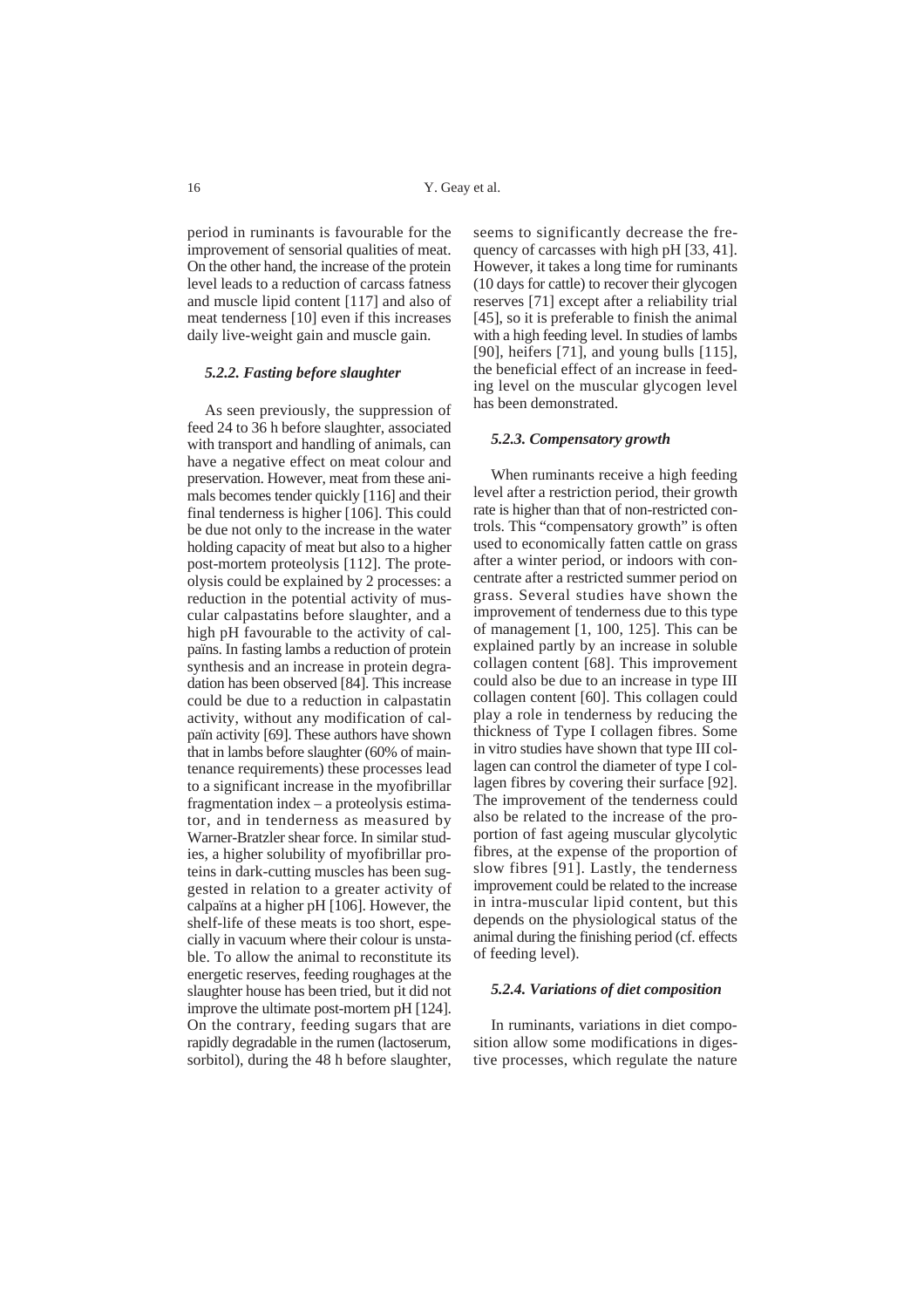period in ruminants is favourable for the improvement of sensorial qualities of meat. On the other hand, the increase of the protein level leads to a reduction of carcass fatness and muscle lipid content [117] and also of meat tenderness [10] even if this increases daily live-weight gain and muscle gain.

#### *5.2.2. Fasting before slaughter*

As seen previously, the suppression of feed 24 to 36 h before slaughter, associated with transport and handling of animals, can have a negative effect on meat colour and preservation. However, meat from these animals becomes tender quickly [116] and their final tenderness is higher [106]. This could be due not only to the increase in the water holding capacity of meat but also to a higher post-mortem proteolysis [112]. The proteolysis could be explained by 2 processes: a reduction in the potential activity of muscular calpastatins before slaughter, and a high pH favourable to the activity of calpaïns. In fasting lambs a reduction of protein synthesis and an increase in protein degradation has been observed [84]. This increase could be due to a reduction in calpastatin activity, without any modification of calpaïn activity [69]. These authors have shown that in lambs before slaughter (60% of maintenance requirements) these processes lead to a significant increase in the myofibrillar fragmentation index – a proteolysis estimator, and in tenderness as measured by Warner-Bratzler shear force. In similar studies, a higher solubility of myofibrillar proteins in dark-cutting muscles has been suggested in relation to a greater activity of calpaïns at a higher pH [106]. However, the shelf-life of these meats is too short, especially in vacuum where their colour is unstable. To allow the animal to reconstitute its energetic reserves, feeding roughages at the slaughter house has been tried, but it did not improve the ultimate post-mortem pH [124]. On the contrary, feeding sugars that are rapidly degradable in the rumen (lactoserum, sorbitol), during the 48 h before slaughter, seems to significantly decrease the frequency of carcasses with high pH [33, 41]. However, it takes a long time for ruminants (10 days for cattle) to recover their glycogen reserves [71] except after a reliability trial [45], so it is preferable to finish the animal with a high feeding level. In studies of lambs [90], heifers [71], and young bulls [115], the beneficial effect of an increase in feeding level on the muscular glycogen level has been demonstrated.

#### *5.2.3. Compensatory growth*

When ruminants receive a high feeding level after a restriction period, their growth rate is higher than that of non-restricted controls. This "compensatory growth" is often used to economically fatten cattle on grass after a winter period, or indoors with concentrate after a restricted summer period on grass. Several studies have shown the improvement of tenderness due to this type of management [1, 100, 125]. This can be explained partly by an increase in soluble collagen content [68]. This improvement could also be due to an increase in type III collagen content [60]. This collagen could play a role in tenderness by reducing the thickness of Type I collagen fibres. Some in vitro studies have shown that type III collagen can control the diameter of type I collagen fibres by covering their surface [92]. The improvement of the tenderness could also be related to the increase of the proportion of fast ageing muscular glycolytic fibres, at the expense of the proportion of slow fibres [91]. Lastly, the tenderness improvement could be related to the increase in intra-muscular lipid content, but this depends on the physiological status of the animal during the finishing period (cf. effects of feeding level).

#### *5.2.4. Variations of diet composition*

In ruminants, variations in diet composition allow some modifications in digestive processes, which regulate the nature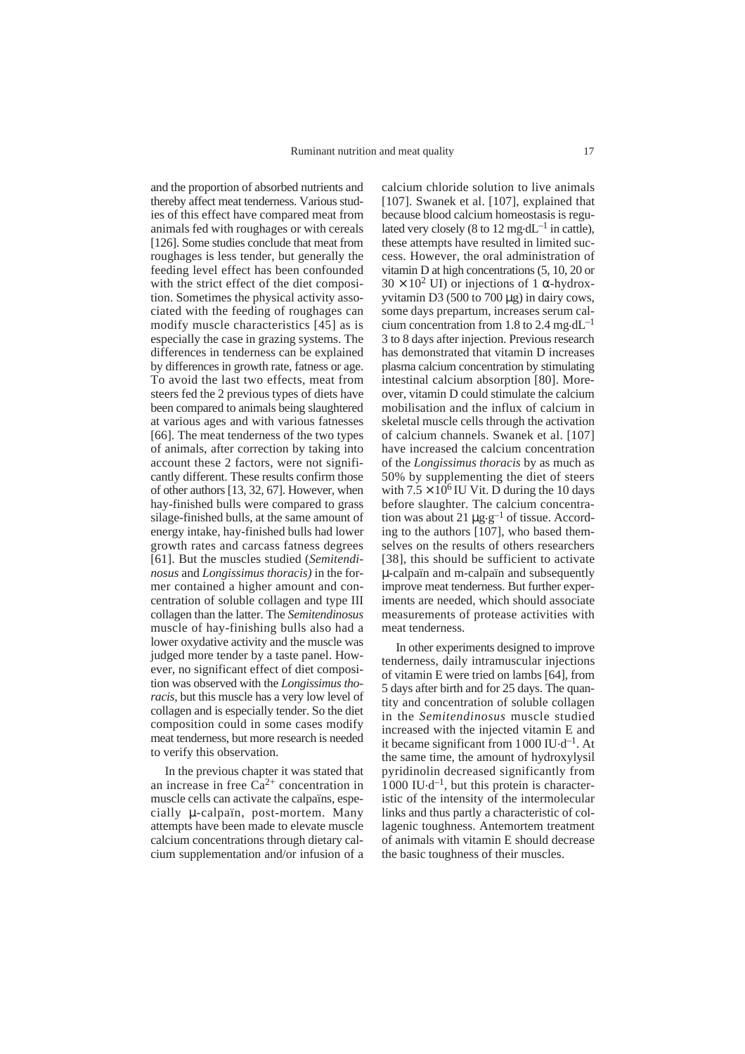and the proportion of absorbed nutrients and thereby affect meat tenderness. Various studies of this effect have compared meat from animals fed with roughages or with cereals [126]. Some studies conclude that meat from roughages is less tender, but generally the feeding level effect has been confounded with the strict effect of the diet composition. Sometimes the physical activity associated with the feeding of roughages can modify muscle characteristics [45] as is especially the case in grazing systems. The differences in tenderness can be explained by differences in growth rate, fatness or age. To avoid the last two effects, meat from steers fed the 2 previous types of diets have been compared to animals being slaughtered at various ages and with various fatnesses [66]. The meat tenderness of the two types of animals, after correction by taking into account these 2 factors, were not significantly different. These results confirm those of other authors [13, 32, 67]. However, when hay-finished bulls were compared to grass silage-finished bulls, at the same amount of energy intake, hay-finished bulls had lower growth rates and carcass fatness degrees [61]. But the muscles studied (*Semitendinosus* and *Longissimus thoracis)* in the former contained a higher amount and concentration of soluble collagen and type III collagen than the latter. The *Semitendinosus* muscle of hay-finishing bulls also had a lower oxydative activity and the muscle was judged more tender by a taste panel. However, no significant effect of diet composition was observed with the *Longissimus thoracis*, but this muscle has a very low level of collagen and is especially tender. So the diet composition could in some cases modify meat tenderness, but more research is needed to verify this observation.

In the previous chapter it was stated that an increase in free $Ca^{2+}$ concentration in muscle cells can activate the calpaïns, especially μ-calpaïn, post-mortem. Many attempts have been made to elevate muscle calcium concentrations through dietary calcium supplementation and/or infusion of a calcium chloride solution to live animals [107]. Swanek et al. [107], explained that because blood calcium homeostasis is regulated very closely (8 to 12 $mg \cdot dL^{-1}$ in cattle), these attempts have resulted in limited success. However, the oral administration of vitamin D at high concentrations (5, 10, 20 or $30 \times 10^2$ UI) or injections of 1 α-hydroxyvitamin D3 (500 to 700 μg) in dairy cows, some days prepartum, increases serum calcium concentration from 1.8 to 2.4 $mg \cdot dL^{-1}$ 3 to 8 days after injection. Previous research has demonstrated that vitamin D increases plasma calcium concentration by stimulating intestinal calcium absorption [80]. Moreover, vitamin D could stimulate the calcium mobilisation and the influx of calcium in skeletal muscle cells through the activation of calcium channels. Swanek et al. [107] have increased the calcium concentration of the *Longissimus thoracis* by as much as 50% by supplementing the diet of steers with $7.5 \times 10^6$ IU Vit. D during the 10 days before slaughter. The calcium concentration was about 21 $\mu g \cdot g^{-1}$ of tissue. According to the authors [107], who based themselves on the results of others researchers [38], this should be sufficient to activate μ-calpaïn and m-calpaïn and subsequently improve meat tenderness. But further experiments are needed, which should associate measurements of protease activities with meat tenderness.

In other experiments designed to improve tenderness, daily intramuscular injections of vitamin E were tried on lambs [64], from 5 days after birth and for 25 days. The quantity and concentration of soluble collagen in the *Semitendinosus* muscle studied increased with the injected vitamin E and it became significant from 1 000 $IU \cdot d^{-1}$. At the same time, the amount of hydroxylysil pyridinolin decreased significantly from 1 000 $IU \cdot d^{-1}$, but this protein is characteristic of the intensity of the intermolecular links and thus partly a characteristic of collagenic toughness. Antemortem treatment of animals with vitamin E should decrease the basic toughness of their muscles.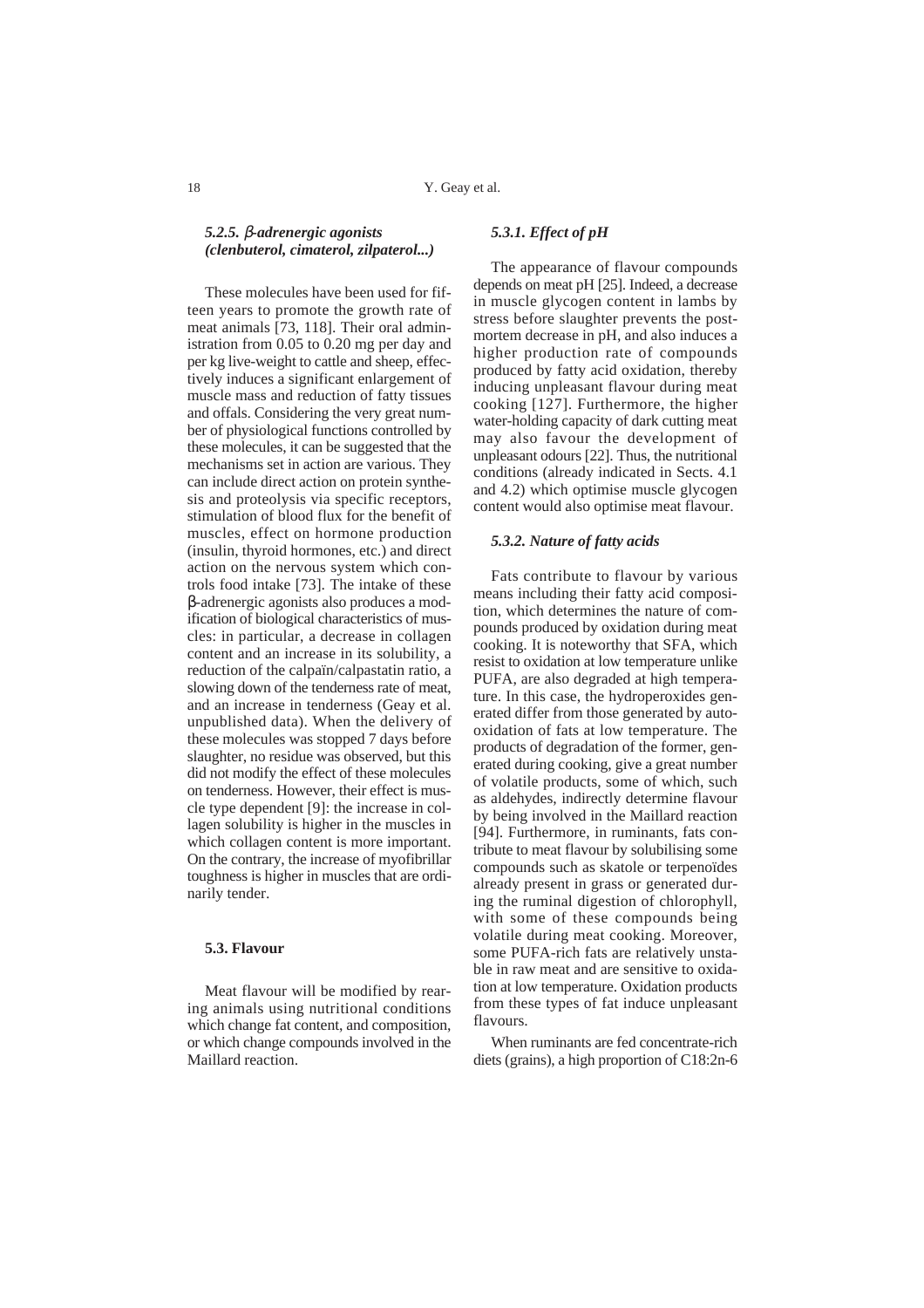#### 5.2.5. β-adrenergic agonists (clenbuterol, cimaterol, zilpaterol...)

These molecules have been used for fifteen years to promote the growth rate of meat animals [73, 118]. Their oral administration from 0.05 to 0.20 mg per day and per kg live-weight to cattle and sheep, effectively induces a significant enlargement of muscle mass and reduction of fatty tissues and offals. Considering the very great number of physiological functions controlled by these molecules, it can be suggested that the mechanisms set in action are various. They can include direct action on protein synthesis and proteolysis via specific receptors, stimulation of blood flux for the benefit of muscles, effect on hormone production (insulin, thyroid hormones, etc.) and direct action on the nervous system which controls food intake [73]. The intake of these β-adrenergic agonists also produces a modification of biological characteristics of muscles: in particular, a decrease in collagen content and an increase in its solubility, a reduction of the calpaïn/calpastatin ratio, a slowing down of the tenderness rate of meat, and an increase in tenderness (Geay et al. unpublished data). When the delivery of these molecules was stopped 7 days before slaughter, no residue was observed, but this did not modify the effect of these molecules on tenderness. However, their effect is muscle type dependent [9]: the increase in collagen solubility is higher in the muscles in which collagen content is more important. On the contrary, the increase of myofibrillar toughness is higher in muscles that are ordinarily tender.

### 5.3. Flavour

Meat flavour will be modified by rearing animals using nutritional conditions which change fat content, and composition, or which change compounds involved in the Maillard reaction.

#### 5.3.1. Effect of pH

The appearance of flavour compounds depends on meat pH [25]. Indeed, a decrease in muscle glycogen content in lambs by stress before slaughter prevents the post-mortem decrease in pH, and also induces a higher production rate of compounds produced by fatty acid oxidation, thereby inducing unpleasant flavour during meat cooking [127]. Furthermore, the higher water-holding capacity of dark cutting meat may also favour the development of unpleasant odours [22]. Thus, the nutritional conditions (already indicated in Sects. 4.1 and 4.2) which optimise muscle glycogen content would also optimise meat flavour.

#### 5.3.2. Nature of fatty acids

Fats contribute to flavour by various means including their fatty acid composition, which determines the nature of compounds produced by oxidation during meat cooking. It is noteworthy that SFA, which resist to oxidation at low temperature unlike PUFA, are also degraded at high temperature. In this case, the hydroperoxides generated differ from those generated by auto-oxidation of fats at low temperature. The products of degradation of the former, generated during cooking, give a great number of volatile products, some of which, such as aldehydes, indirectly determine flavour by being involved in the Maillard reaction [94]. Furthermore, in ruminants, fats contribute to meat flavour by solubilising some compounds such as skatole or terpenoïdes already present in grass or generated during the ruminal digestion of chlorophyll, with some of these compounds being volatile during meat cooking. Moreover, some PUFA-rich fats are relatively unstable in raw meat and are sensitive to oxidation at low temperature. Oxidation products from these types of fat induce unpleasant flavours.

When ruminants are fed concentrate-rich diets (grains), a high proportion of C18:2n-6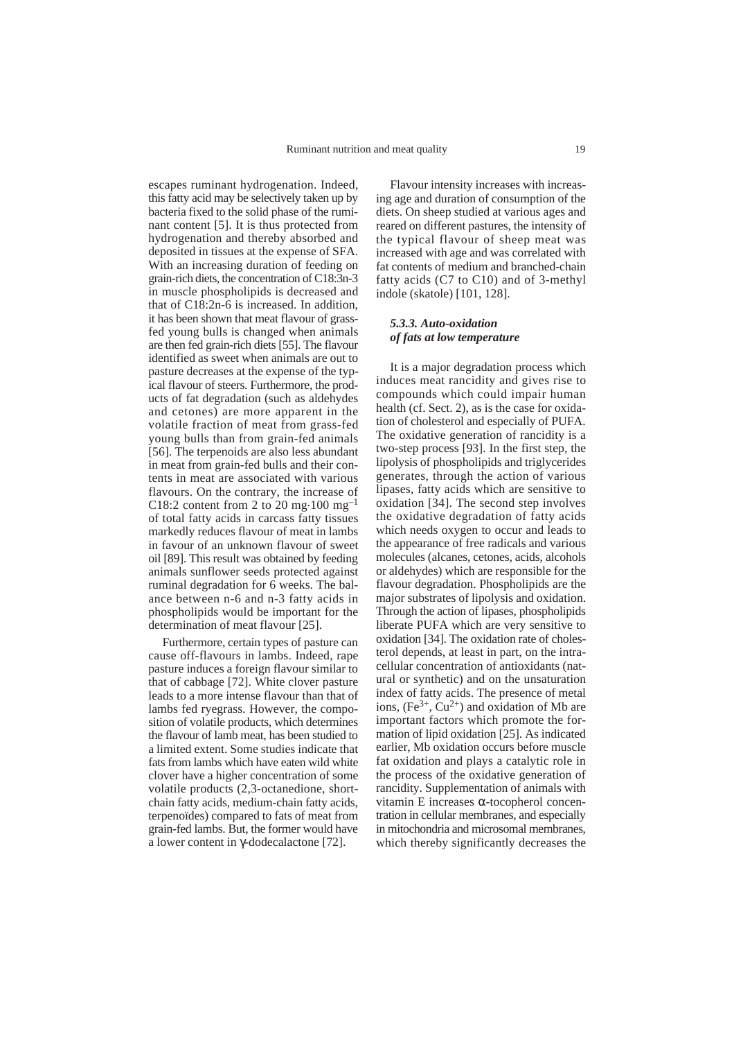escapes ruminant hydrogenation. Indeed, this fatty acid may be selectively taken up by bacteria fixed to the solid phase of the ruminant content [5]. It is thus protected from hydrogenation and thereby absorbed and deposited in tissues at the expense of SFA. With an increasing duration of feeding on grain-rich diets, the concentration of C18:3n-3 in muscle phospholipids is decreased and that of C18:2n-6 is increased. In addition, it has been shown that meat flavour of grass-fed young bulls is changed when animals are then fed grain-rich diets [55]. The flavour identified as sweet when animals are out to pasture decreases at the expense of the typical flavour of steers. Furthermore, the products of fat degradation (such as aldehydes and cetones) are more apparent in the volatile fraction of meat from grass-fed young bulls than from grain-fed animals [56]. The terpenoids are also less abundant in meat from grain-fed bulls and their contents in meat are associated with various flavours. On the contrary, the increase of C18:2 content from 2 to 20 $mg \cdot 100\ mg^{-1}$ of total fatty acids in carcass fatty tissues markedly reduces flavour of meat in lambs in favour of an unknown flavour of sweet oil [89]. This result was obtained by feeding animals sunflower seeds protected against ruminal degradation for 6 weeks. The balance between n-6 and n-3 fatty acids in phospholipids would be important for the determination of meat flavour [25].

Furthermore, certain types of pasture can cause off-flavours in lambs. Indeed, rape pasture induces a foreign flavour similar to that of cabbage [72]. White clover pasture leads to a more intense flavour than that of lambs fed ryegrass. However, the composition of volatile products, which determines the flavour of lamb meat, has been studied to a limited extent. Some studies indicate that fats from lambs which have eaten wild white clover have a higher concentration of some volatile products (2,3-octanedione, short-chain fatty acids, medium-chain fatty acids, terpenoïdes) compared to fats of meat from grain-fed lambs. But, the former would have a lower content in γ-dodecalactone [72].

Flavour intensity increases with increasing age and duration of consumption of the diets. On sheep studied at various ages and reared on different pastures, the intensity of the typical flavour of sheep meat was increased with age and was correlated with fat contents of medium and branched-chain fatty acids (C7 to C10) and of 3-methyl indole (skatole) [101, 128].

### *5.3.3. Auto-oxidation of fats at low temperature*

It is a major degradation process which induces meat rancidity and gives rise to compounds which could impair human health (cf. Sect. 2), as is the case for oxidation of cholesterol and especially of PUFA. The oxidative generation of rancidity is a two-step process [93]. In the first step, the lipolysis of phospholipids and triglycerides generates, through the action of various lipases, fatty acids which are sensitive to oxidation [34]. The second step involves the oxidative degradation of fatty acids which needs oxygen to occur and leads to the appearance of free radicals and various molecules (alcanes, cetones, acids, alcohols or aldehydes) which are responsible for the flavour degradation. Phospholipids are the major substrates of lipolysis and oxidation. Through the action of lipases, phospholipids liberate PUFA which are very sensitive to oxidation [34]. The oxidation rate of cholesterol depends, at least in part, on the intracellular concentration of antioxidants (natural or synthetic) and on the unsaturation index of fatty acids. The presence of metal ions, ($Fe^{3+}$, $Cu^{2+}$) and oxidation of Mb are important factors which promote the formation of lipid oxidation [25]. As indicated earlier, Mb oxidation occurs before muscle fat oxidation and plays a catalytic role in the process of the oxidative generation of rancidity. Supplementation of animals with vitamin E increases α-tocopherol concentration in cellular membranes, and especially in mitochondria and microsomal membranes, which thereby significantly decreases the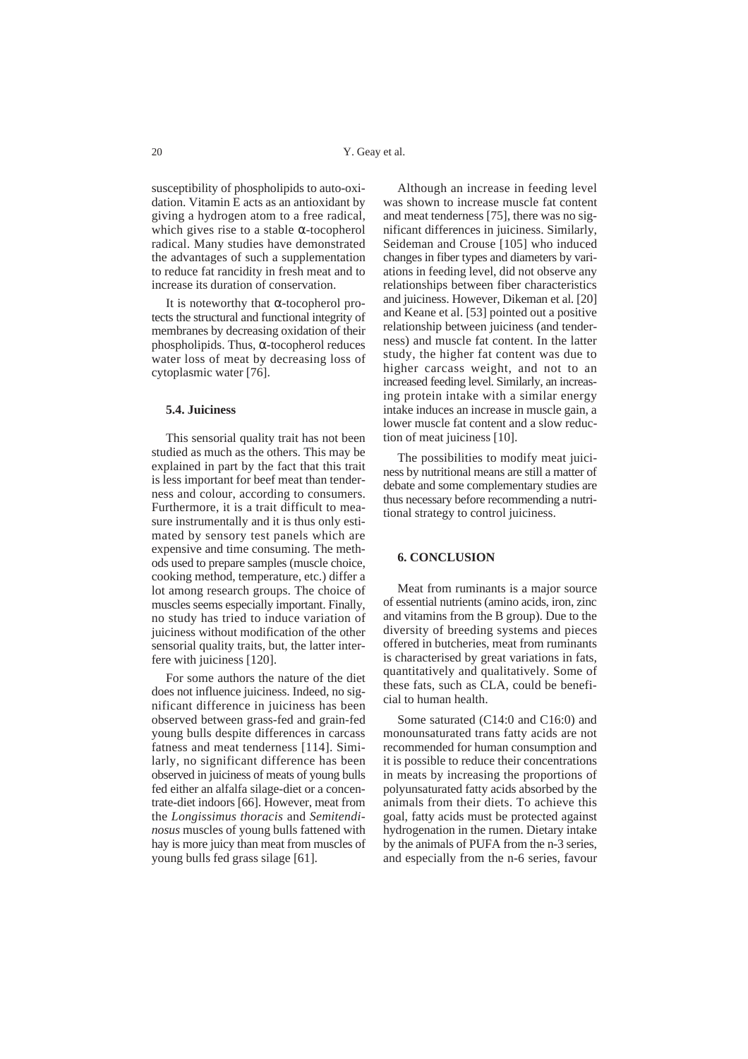susceptibility of phospholipids to auto-oxidation. Vitamin E acts as an antioxidant by giving a hydrogen atom to a free radical, which gives rise to a stable α-tocopherol radical. Many studies have demonstrated the advantages of such a supplementation to reduce fat rancidity in fresh meat and to increase its duration of conservation.

It is noteworthy that α-tocopherol protects the structural and functional integrity of membranes by decreasing oxidation of their phospholipids. Thus, α-tocopherol reduces water loss of meat by decreasing loss of cytoplasmic water [76].

### 5.4. Juiciness

This sensorial quality trait has not been studied as much as the others. This may be explained in part by the fact that this trait is less important for beef meat than tenderness and colour, according to consumers. Furthermore, it is a trait difficult to measure instrumentally and it is thus only estimated by sensory test panels which are expensive and time consuming. The methods used to prepare samples (muscle choice, cooking method, temperature, etc.) differ a lot among research groups. The choice of muscles seems especially important. Finally, no study has tried to induce variation of juiciness without modification of the other sensorial quality traits, but, the latter interfere with juiciness [120].

For some authors the nature of the diet does not influence juiciness. Indeed, no significant difference in juiciness has been observed between grass-fed and grain-fed young bulls despite differences in carcass fatness and meat tenderness [114]. Similarly, no significant difference has been observed in juiciness of meats of young bulls fed either an alfalfa silage-diet or a concentrate-diet indoors [66]. However, meat from the *Longissimus thoracis* and *Semitendinosus* muscles of young bulls fattened with hay is more juicy than meat from muscles of young bulls fed grass silage [61].

Although an increase in feeding level was shown to increase muscle fat content and meat tenderness [75], there was no significant differences in juiciness. Similarly, Seideman and Crouse [105] who induced changes in fiber types and diameters by variations in feeding level, did not observe any relationships between fiber characteristics and juiciness. However, Dikeman et al. [20] and Keane et al. [53] pointed out a positive relationship between juiciness (and tenderness) and muscle fat content. In the latter study, the higher fat content was due to higher carcass weight, and not to an increased feeding level. Similarly, an increasing protein intake with a similar energy intake induces an increase in muscle gain, a lower muscle fat content and a slow reduction of meat juiciness [10].

The possibilities to modify meat juiciness by nutritional means are still a matter of debate and some complementary studies are thus necessary before recommending a nutritional strategy to control juiciness.

## 6. CONCLUSION

Meat from ruminants is a major source of essential nutrients (amino acids, iron, zinc and vitamins from the B group). Due to the diversity of breeding systems and pieces offered in butcheries, meat from ruminants is characterised by great variations in fats, quantitatively and qualitatively. Some of these fats, such as CLA, could be beneficial to human health.

Some saturated (C14:0 and C16:0) and monounsaturated trans fatty acids are not recommended for human consumption and it is possible to reduce their concentrations in meats by increasing the proportions of polyunsaturated fatty acids absorbed by the animals from their diets. To achieve this goal, fatty acids must be protected against hydrogenation in the rumen. Dietary intake by the animals of PUFA from the n-3 series, and especially from the n-6 series, favour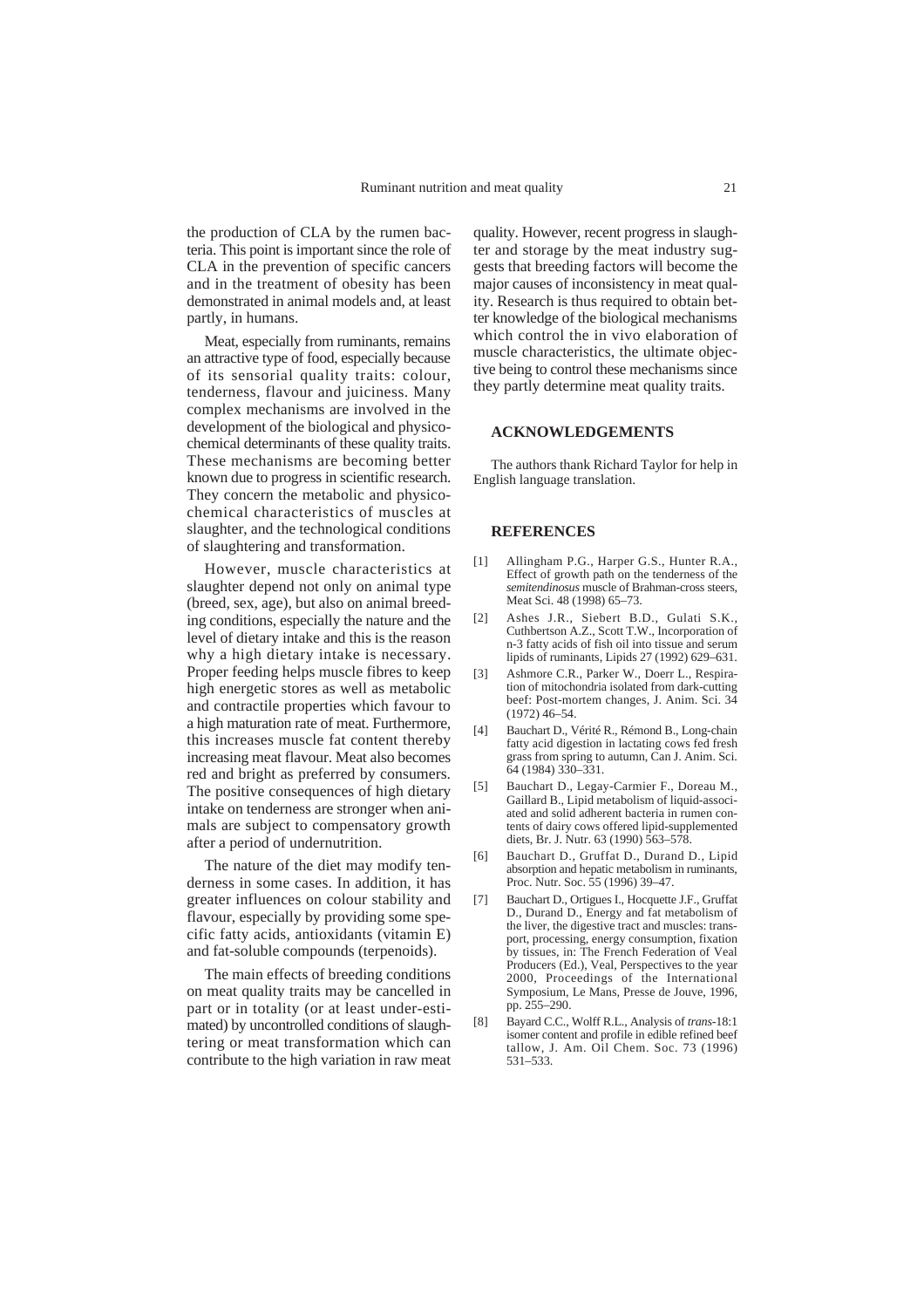the production of CLA by the rumen bacteria. This point is important since the role of CLA in the prevention of specific cancers and in the treatment of obesity has been demonstrated in animal models and, at least partly, in humans.

Meat, especially from ruminants, remains an attractive type of food, especially because of its sensorial quality traits: colour, tenderness, flavour and juiciness. Many complex mechanisms are involved in the development of the biological and physicochemical determinants of these quality traits. These mechanisms are becoming better known due to progress in scientific research. They concern the metabolic and physicochemical characteristics of muscles at slaughter, and the technological conditions of slaughtering and transformation.

However, muscle characteristics at slaughter depend not only on animal type (breed, sex, age), but also on animal breeding conditions, especially the nature and the level of dietary intake and this is the reason why a high dietary intake is necessary. Proper feeding helps muscle fibres to keep high energetic stores as well as metabolic and contractile properties which favour to a high maturation rate of meat. Furthermore, this increases muscle fat content thereby increasing meat flavour. Meat also becomes red and bright as preferred by consumers. The positive consequences of high dietary intake on tenderness are stronger when animals are subject to compensatory growth after a period of undernutrition.

The nature of the diet may modify tenderness in some cases. In addition, it has greater influences on colour stability and flavour, especially by providing some specific fatty acids, antioxidants (vitamin E) and fat-soluble compounds (terpenoids).

The main effects of breeding conditions on meat quality traits may be cancelled in part or in totality (or at least under-estimated) by uncontrolled conditions of slaughtering or meat transformation which can contribute to the high variation in raw meat quality. However, recent progress in slaughter and storage by the meat industry suggests that breeding factors will become the major causes of inconsistency in meat quality. Research is thus required to obtain better knowledge of the biological mechanisms which control the in vivo elaboration of muscle characteristics, the ultimate objective being to control these mechanisms since they partly determine meat quality traits.

## ACKNOWLEDGEMENTS

The authors thank Richard Taylor for help in English language translation.

## REFERENCES

[1] Allingham P.G., Harper G.S., Hunter R.A., Effect of growth path on the tenderness of the *semitendinosus* muscle of Brahman-cross steers, Meat Sci. 48 (1998) 65–73.

[2] Ashes J.R., Siebert B.D., Gulati S.K., Cuthbertson A.Z., Scott T.W., Incorporation of n-3 fatty acids of fish oil into tissue and serum lipids of ruminants, Lipids 27 (1992) 629–631.

[3] Ashmore C.R., Parker W., Doerr L., Respiration of mitochondria isolated from dark-cutting beef: Post-mortem changes, J. Anim. Sci. 34 (1972) 46–54.

[4] Bauchart D., Vérité R., Rémond B., Long-chain fatty acid digestion in lactating cows fed fresh grass from spring to autumn, Can J. Anim. Sci. 64 (1984) 330–331.

[5] Bauchart D., Legay-Carmier F., Doreau M., Gaillard B., Lipid metabolism of liquid-associated and solid adherent bacteria in rumen contents of dairy cows offered lipid-supplemented diets, Br. J. Nutr. 63 (1990) 563–578.

[6] Bauchart D., Gruffat D., Durand D., Lipid absorption and hepatic metabolism in ruminants, Proc. Nutr. Soc. 55 (1996) 39–47.

[7] Bauchart D., Ortigues I., Hocquette J.F., Gruffat D., Durand D., Energy and fat metabolism of the liver, the digestive tract and muscles: transport, processing, energy consumption, fixation by tissues, in: The French Federation of Veal Producers (Ed.), Veal, Perspectives to the year 2000, Proceedings of the International Symposium, Le Mans, Presse de Jouve, 1996, pp. 255–290.

[8] Bayard C.C., Wolff R.L., Analysis of *trans*-18:1 isomer content and profile in edible refined beef tallow, J. Am. Oil Chem. Soc. 73 (1996) 531–533.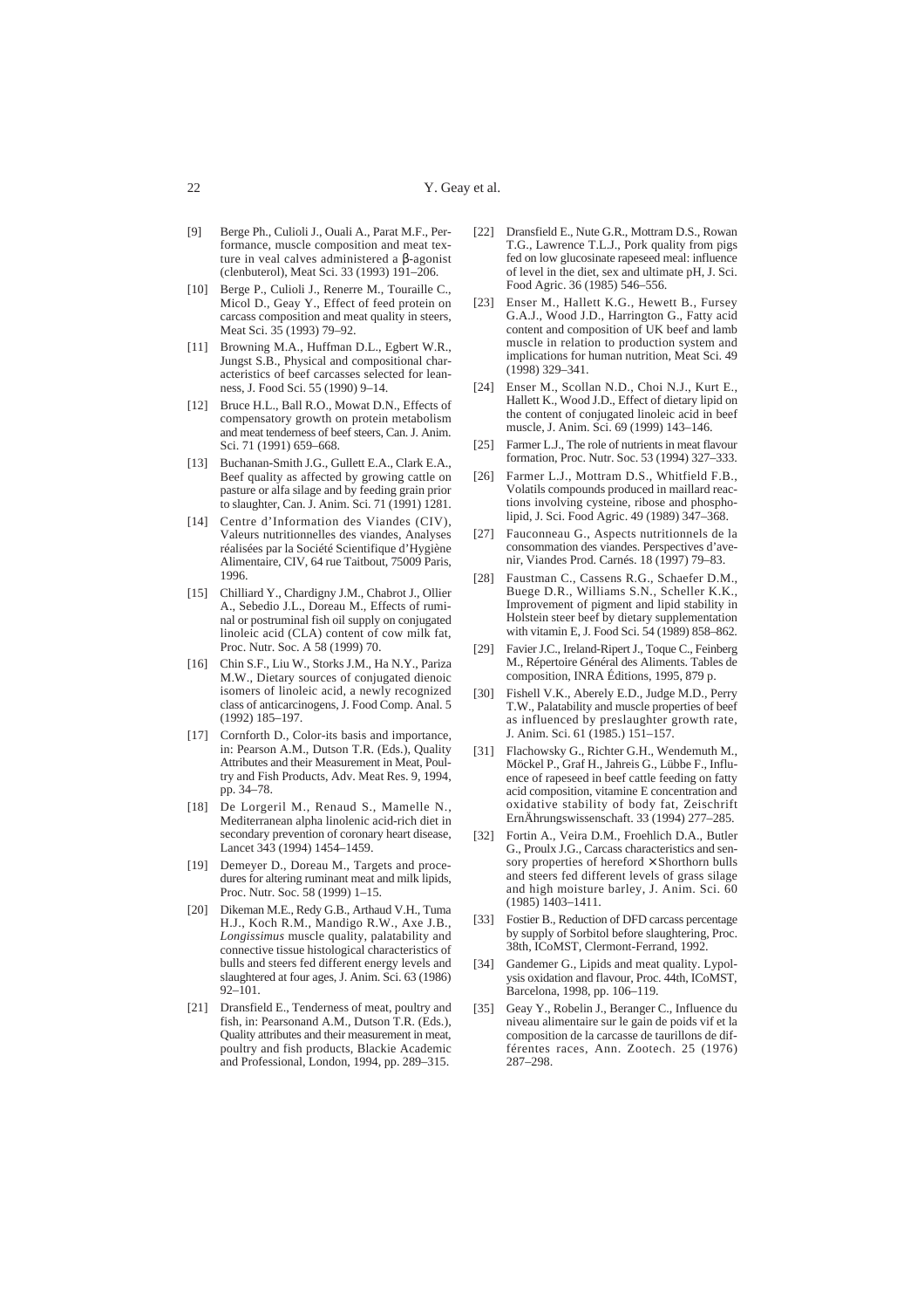[9] Berge Ph., Culioli J., Ouali A., Parat M.F., Performance, muscle composition and meat texture in veal calves administered a β-agonist (clenbuterol), Meat Sci. 33 (1993) 191–206.

[10] Berge P., Culioli J., Renerre M., Touraille C., Micol D., Geay Y., Effect of feed protein on carcass composition and meat quality in steers, Meat Sci. 35 (1993) 79–92.

[11] Browning M.A., Huffman D.L., Egbert W.R., Jungst S.B., Physical and compositional characteristics of beef carcasses selected for leanness, J. Food Sci. 55 (1990) 9–14.

[12] Bruce H.L., Ball R.O., Mowat D.N., Effects of compensatory growth on protein metabolism and meat tenderness of beef steers, Can. J. Anim. Sci. 71 (1991) 659–668.

[13] Buchanan-Smith J.G., Gullett E.A., Clark E.A., Beef quality as affected by growing cattle on pasture or alfa silage and by feeding grain prior to slaughter, Can. J. Anim. Sci. 71 (1991) 1281.

[14] Centre d'Information des Viandes (CIV), Valeurs nutritionnelles des viandes, Analyses réalisées par la Société Scientifique d'Hygiène Alimentaire, CIV, 64 rue Taitbout, 75009 Paris, 1996.

[15] Chilliard Y., Chardigny J.M., Chabrot J., Ollier A., Sebedio J.L., Doreau M., Effects of ruminal or postruminal fish oil supply on conjugated linoleic acid (CLA) content of cow milk fat, Proc. Nutr. Soc. A 58 (1999) 70.

[16] Chin S.F., Liu W., Storks J.M., Ha N.Y., Pariza M.W., Dietary sources of conjugated dienoic isomers of linoleic acid, a newly recognized class of anticarcinogens, J. Food Comp. Anal. 5 (1992) 185–197.

[17] Cornforth D., Color-its basis and importance, in: Pearson A.M., Dutson T.R. (Eds.), Quality Attributes and their Measurement in Meat, Poultry and Fish Products, Adv. Meat Res. 9, 1994, pp. 34–78.

[18] De Lorgeril M., Renaud S., Mamelle N., Mediterranean alpha linolenic acid-rich diet in secondary prevention of coronary heart disease, Lancet 343 (1994) 1454–1459.

[19] Demeyer D., Doreau M., Targets and procedures for altering ruminant meat and milk lipids, Proc. Nutr. Soc. 58 (1999) 1–15.

[20] Dikeman M.E., Redy G.B., Arthaud V.H., Tuma H.J., Koch R.M., Mandigo R.W., Axe J.B., *Longissimus* muscle quality, palatability and connective tissue histological characteristics of bulls and steers fed different energy levels and slaughtered at four ages, J. Anim. Sci. 63 (1986) 92–101.

[21] Dransfield E., Tenderness of meat, poultry and fish, in: Pearsonand A.M., Dutson T.R. (Eds.), Quality attributes and their measurement in meat, poultry and fish products, Blackie Academic and Professional, London, 1994, pp. 289–315.

[22] Dransfield E., Nute G.R., Mottram D.S., Rowan T.G., Lawrence T.L.J., Pork quality from pigs fed on low glucosinate rapeseed meal: influence of level in the diet, sex and ultimate pH, J. Sci. Food Agric. 36 (1985) 546–556.

[23] Enser M., Hallett K.G., Hewett B., Fursey G.A.J., Wood J.D., Harrington G., Fatty acid content and composition of UK beef and lamb muscle in relation to production system and implications for human nutrition, Meat Sci. 49 (1998) 329–341.

[24] Enser M., Scollan N.D., Choi N.J., Kurt E., Hallett K., Wood J.D., Effect of dietary lipid on the content of conjugated linoleic acid in beef muscle, J. Anim. Sci. 69 (1999) 143–146.

[25] Farmer L.J., The role of nutrients in meat flavour formation, Proc. Nutr. Soc. 53 (1994) 327–333.

[26] Farmer L.J., Mottram D.S., Whitfield F.B., Volatils compounds produced in maillard reactions involving cysteine, ribose and phospholipid, J. Sci. Food Agric. 49 (1989) 347–368.

[27] Fauconneau G., Aspects nutritionnels de la consommation des viandes. Perspectives d'avenir, Viandes Prod. Carnés. 18 (1997) 79–83.

[28] Faustman C., Cassens R.G., Schaefer D.M., Buege D.R., Williams S.N., Scheller K.K., Improvement of pigment and lipid stability in Holstein steer beef by dietary supplementation with vitamin E, J. Food Sci. 54 (1989) 858–862.

[29] Favier J.C., Ireland-Ripert J., Toque C., Feinberg M., Répertoire Général des Aliments. Tables de composition, INRA Éditions, 1995, 879 p.

[30] Fishell V.K., Aberely E.D., Judge M.D., Perry T.W., Palatability and muscle properties of beef as influenced by preslaughter growth rate, J. Anim. Sci. 61 (1985.) 151–157.

[31] Flachowsky G., Richter G.H., Wendemuth M., Möckel P., Graf H., Jahreis G., Lübbe F., Influence of rapeseed in beef cattle feeding on fatty acid composition, vitamine E concentration and oxidative stability of body fat, Zeischrift ErnÄhrungswissenschaft. 33 (1994) 277–285.

[32] Fortin A., Veira D.M., Froehlich D.A., Butler G., Proulx J.G., Carcass characteristics and sensory properties of hereford × Shorthorn bulls and steers fed different levels of grass silage and high moisture barley, J. Anim. Sci. 60 (1985) 1403–1411.

[33] Fostier B., Reduction of DFD carcass percentage by supply of Sorbitol before slaughtering, Proc. 38th, ICoMST, Clermont-Ferrand, 1992.

[34] Gandemer G., Lipids and meat quality. Lypolysis oxidation and flavour, Proc. 44th, ICoMST, Barcelona, 1998, pp. 106–119.

[35] Geay Y., Robelin J., Beranger C., Influence du niveau alimentaire sur le gain de poids vif et la composition de la carcasse de taurillons de différentes races, Ann. Zootech. 25 (1976) 287–298.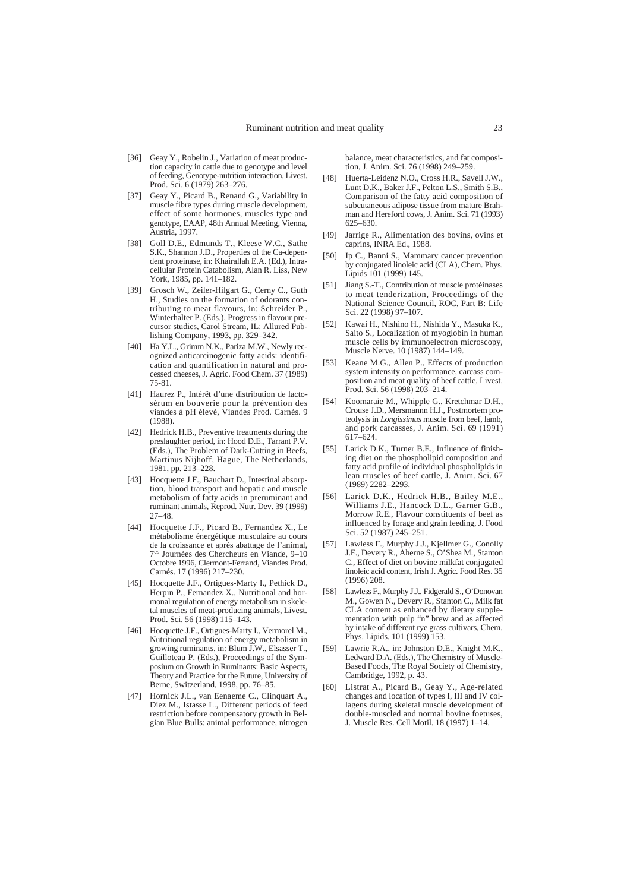[36] Geay Y., Robelin J., Variation of meat production capacity in cattle due to genotype and level of feeding, Genotype-nutrition interaction, Livest. Prod. Sci. 6 (1979) 263–276.

[37] Geay Y., Picard B., Renand G., Variability in muscle fibre types during muscle development, effect of some hormones, muscles type and genotype, EAAP, 48th Annual Meeting, Vienna, Austria, 1997.

[38] Goll D.E., Edmunds T., Kleese W.C., Sathe S.K., Shannon J.D., Properties of the Ca-dependent proteinase, in: Khairallah E.A. (Ed.), Intracellular Protein Catabolism, Alan R. Liss, New York, 1985, pp. 141–182.

[39] Grosch W., Zeiler-Hilgart G., Cerny C., Guth H., Studies on the formation of odorants contributing to meat flavours, in: Schreider P., Winterhalter P. (Eds.), Progress in flavour precursor studies, Carol Stream, IL: Allured Publishing Company, 1993, pp. 329–342.

[40] Ha Y.L., Grimm N.K., Pariza M.W., Newly recognized anticarcinogenic fatty acids: identification and quantification in natural and processed cheeses, J. Agric. Food Chem. 37 (1989) 75-81.

[41] Haurez P., Intérêt d'une distribution de lactosérum en bouverie pour la prévention des viandes à pH élevé, Viandes Prod. Carnés. 9 (1988).

[42] Hedrick H.B., Preventive treatments during the preslaughter period, in: Hood D.E., Tarrant P.V. (Eds.), The Problem of Dark-Cutting in Beefs, Martinus Nijhoff, Hague, The Netherlands, 1981, pp. 213–228.

[43] Hocquette J.F., Bauchart D., Intestinal absorption, blood transport and hepatic and muscle metabolism of fatty acids in preruminant and ruminant animals, Reprod. Nutr. Dev. 39 (1999) 27–48.

[44] Hocquette J.F., Picard B., Fernandez X., Le métabolisme énergétique musculaire au cours de la croissance et après abattage de l'animal, 7es Journées des Chercheurs en Viande, 9–10 Octobre 1996, Clermont-Ferrand, Viandes Prod. Carnés. 17 (1996) 217–230.

[45] Hocquette J.F., Ortigues-Marty I., Pethick D., Herpin P., Fernandez X., Nutritional and hormonal regulation of energy metabolism in skeletal muscles of meat-producing animals, Livest. Prod. Sci. 56 (1998) 115–143.

[46] Hocquette J.F., Ortigues-Marty I., Vermorel M., Nutritional regulation of energy metabolism in growing ruminants, in: Blum J.W., Elsasser T., Guilloteau P. (Eds.), Proceedings of the Symposium on Growth in Ruminants: Basic Aspects, Theory and Practice for the Future, University of Berne, Switzerland, 1998, pp. 76–85.

[47] Hornick J.L., van Eenaeme C., Clinquart A., Diez M., Istasse L., Different periods of feed restriction before compensatory growth in Belgian Blue Bulls: animal performance, nitrogen balance, meat characteristics, and fat composition, J. Anim. Sci. 76 (1998) 249–259.

[48] Huerta-Leidenz N.O., Cross H.R., Savell J.W., Lunt D.K., Baker J.F., Pelton L.S., Smith S.B., Comparison of the fatty acid composition of subcutaneous adipose tissue from mature Brahman and Hereford cows, J. Anim. Sci. 71 (1993) 625–630.

[49] Jarrige R., Alimentation des bovins, ovins et caprins, INRA Ed., 1988.

[50] Ip C., Banni S., Mammary cancer prevention by conjugated linoleic acid (CLA), Chem. Phys. Lipids 101 (1999) 145.

[51] Jiang S.-T., Contribution of muscle protéinases to meat tenderization, Proceedings of the National Science Council, ROC, Part B: Life Sci. 22 (1998) 97–107.

[52] Kawai H., Nishino H., Nishida Y., Masuka K., Saito S., Localization of myoglobin in human muscle cells by immunoelectron microscopy, Muscle Nerve. 10 (1987) 144–149.

[53] Keane M.G., Allen P., Effects of production system intensity on performance, carcass composition and meat quality of beef cattle, Livest. Prod. Sci. 56 (1998) 203–214.

[54] Koomaraie M., Whipple G., Kretchmar D.H., Crouse J.D., Mersmannn H.J., Postmortem proteolysis in *Longissimus* muscle from beef, lamb, and pork carcasses, J. Anim. Sci. 69 (1991) 617–624.

[55] Larick D.K., Turner B.E., Influence of finishing diet on the phospholipid composition and fatty acid profile of individual phospholipids in lean muscles of beef cattle, J. Anim. Sci. 67 (1989) 2282–2293.

[56] Larick D.K., Hedrick H.B., Bailey M.E., Williams J.E., Hancock D.L., Garner G.B., Morrow R.E., Flavour constituents of beef as influenced by forage and grain feeding, J. Food Sci. 52 (1987) 245–251.

[57] Lawless F., Murphy J.J., Kjellmer G., Conolly J.F., Devery R., Aherne S., O'Shea M., Stanton C., Effect of diet on bovine milkfat conjugated linoleic acid content, Irish J. Agric. Food Res. 35 (1996) 208.

[58] Lawless F., Murphy J.J., Fidgerald S., O'Donovan M., Gowen N., Devery R., Stanton C., Milk fat CLA content as enhanced by dietary supplementation with pulp "n" brew and as affected by intake of different rye grass cultivars, Chem. Phys. Lipids. 101 (1999) 153.

[59] Lawrie R.A., in: Johnston D.E., Knight M.K., Ledward D.A. (Eds.), The Chemistry of Muscle-Based Foods, The Royal Society of Chemistry, Cambridge, 1992, p. 43.

[60] Listrat A., Picard B., Geay Y., Age-related changes and location of types I, III and IV collagens during skeletal muscle development of double-muscled and normal bovine foetuses, J. Muscle Res. Cell Motil. 18 (1997) 1–14.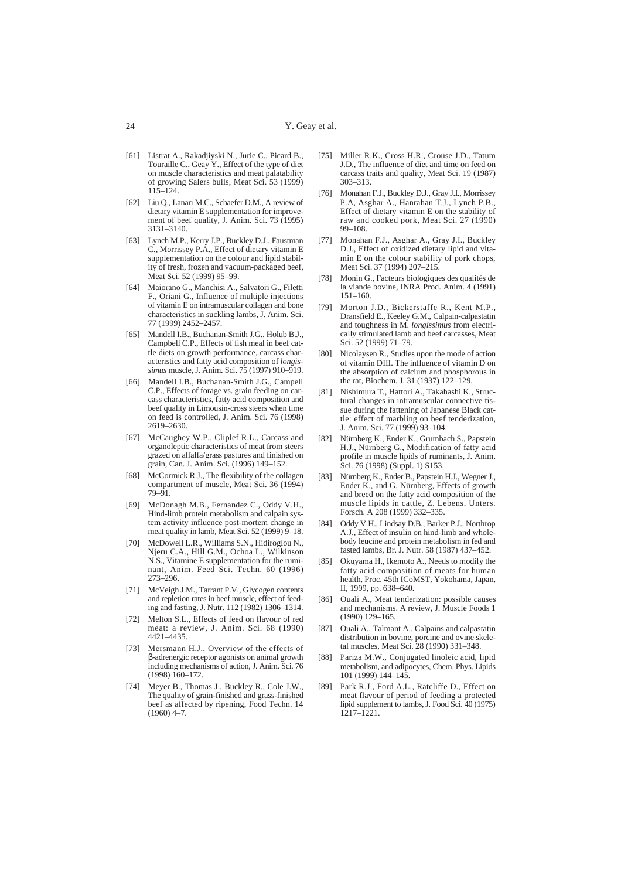[61] Listrat A., Rakadjiyski N., Jurie C., Picard B., Touraille C., Geay Y., Effect of the type of diet on muscle characteristics and meat palatability of growing Salers bulls, Meat Sci. 53 (1999) 115–124.

[62] Liu Q., Lanari M.C., Schaefer D.M., A review of dietary vitamin E supplementation for improvement of beef quality, J. Anim. Sci. 73 (1995) 3131–3140.

[63] Lynch M.P., Kerry J.P., Buckley D.J., Faustman C., Morrissey P.A., Effect of dietary vitamin E supplementation on the colour and lipid stability of fresh, frozen and vacuum-packaged beef, Meat Sci. 52 (1999) 95–99.

[64] Maiorano G., Manchisi A., Salvatori G., Filetti F., Oriani G., Influence of multiple injections of vitamin E on intramuscular collagen and bone characteristics in suckling lambs, J. Anim. Sci. 77 (1999) 2452–2457.

[65] Mandell I.B., Buchanan-Smith J.G., Holub B.J., Campbell C.P., Effects of fish meal in beef cattle diets on growth performance, carcass characteristics and fatty acid composition of *longissimus* muscle, J. Anim. Sci. 75 (1997) 910–919.

[66] Mandell I.B., Buchanan-Smith J.G., Campell C.P., Effects of forage vs. grain feeding on carcass characteristics, fatty acid composition and beef quality in Limousin-cross steers when time on feed is controlled, J. Anim. Sci. 76 (1998) 2619–2630.

[67] McCaughey W.P., Cliplef R.L., Carcass and organoleptic characteristics of meat from steers grazed on alfalfa/grass pastures and finished on grain, Can. J. Anim. Sci. (1996) 149–152.

[68] McCormick R.J., The flexibility of the collagen compartment of muscle, Meat Sci. 36 (1994) 79–91.

[69] McDonagh M.B., Fernandez C., Oddy V.H., Hind-limb protein metabolism and calpain system activity influence post-mortem change in meat quality in lamb, Meat Sci. 52 (1999) 9–18.

[70] McDowell L.R., Williams S.N., Hidiroglou N., Njeru C.A., Hill G.M., Ochoa L., Wilkinson N.S., Vitamine E supplementation for the ruminant, Anim. Feed Sci. Techn. 60 (1996) 273–296.

[71] McVeigh J.M., Tarrant P.V., Glycogen contents and repletion rates in beef muscle, effect of feeding and fasting, J. Nutr. 112 (1982) 1306–1314.

[72] Melton S.L., Effects of feed on flavour of red meat: a review, J. Anim. Sci. 68 (1990) 4421–4435.

[73] Mersmann H.J., Overview of the effects of β-adrenergic receptor agonists on animal growth including mechanisms of action, J. Anim. Sci. 76 (1998) 160–172.

[74] Meyer B., Thomas J., Buckley R., Cole J.W., The quality of grain-finished and grass-finished beef as affected by ripening, Food Techn. 14 (1960) 4–7.

[75] Miller R.K., Cross H.R., Crouse J.D., Tatum J.D., The influence of diet and time on feed on carcass traits and quality, Meat Sci. 19 (1987) 303–313.

[76] Monahan F.J., Buckley D.J., Gray J.I., Morrissey P.A, Asghar A., Hanrahan T.J., Lynch P.B., Effect of dietary vitamin E on the stability of raw and cooked pork, Meat Sci. 27 (1990) 99–108.

[77] Monahan F.J., Asghar A., Gray J.I., Buckley D.J., Effect of oxidized dietary lipid and vitamin E on the colour stability of pork chops, Meat Sci. 37 (1994) 207–215.

[78] Monin G., Facteurs biologiques des qualités de la viande bovine, INRA Prod. Anim. 4 (1991) 151–160.

[79] Morton J.D., Bickerstaffe R., Kent M.P., Dransfield E., Keeley G.M., Calpain-calpastatin and toughness in M. *longissimus* from electrically stimulated lamb and beef carcasses, Meat Sci. 52 (1999) 71–79.

[80] Nicolaysen R., Studies upon the mode of action of vitamin DIII. The influence of vitamin D on the absorption of calcium and phosphorous in the rat, Biochem. J. 31 (1937) 122–129.

[81] Nishimura T., Hattori A., Takahashi K., Structural changes in intramuscular connective tissue during the fattening of Japanese Black cattle: effect of marbling on beef tenderization, J. Anim. Sci. 77 (1999) 93–104.

[82] Nürnberg K., Ender K., Grumbach S., Papstein H.J., Nürnberg G., Modification of fatty acid profile in muscle lipids of ruminants, J. Anim. Sci. 76 (1998) (Suppl. 1) S153.

[83] Nürnberg K., Ender B., Papstein H.J., Wegner J., Ender K., and G. Nürnberg, Effects of growth and breed on the fatty acid composition of the muscle lipids in cattle, Z. Lebens. Unters. Forsch. A 208 (1999) 332–335.

[84] Oddy V.H., Lindsay D.B., Barker P.J., Northrop A.J., Effect of insulin on hind-limb and whole-body leucine and protein metabolism in fed and fasted lambs, Br. J. Nutr. 58 (1987) 437–452.

[85] Okuyama H., Ikemoto A., Needs to modify the fatty acid composition of meats for human health, Proc. 45th ICoMST, Yokohama, Japan, II, 1999, pp. 638–640.

[86] Ouali A., Meat tenderization: possible causes and mechanisms. A review, J. Muscle Foods 1 (1990) 129–165.

[87] Ouali A., Talmant A., Calpains and calpastatin distribution in bovine, porcine and ovine skeletal muscles, Meat Sci. 28 (1990) 331–348.

[88] Pariza M.W., Conjugated linoleic acid, lipid metabolism, and adipocytes, Chem. Phys. Lipids 101 (1999) 144–145.

[89] Park R.J., Ford A.L., Ratcliffe D., Effect on meat flavour of period of feeding a protected lipid supplement to lambs, J. Food Sci. 40 (1975) 1217–1221.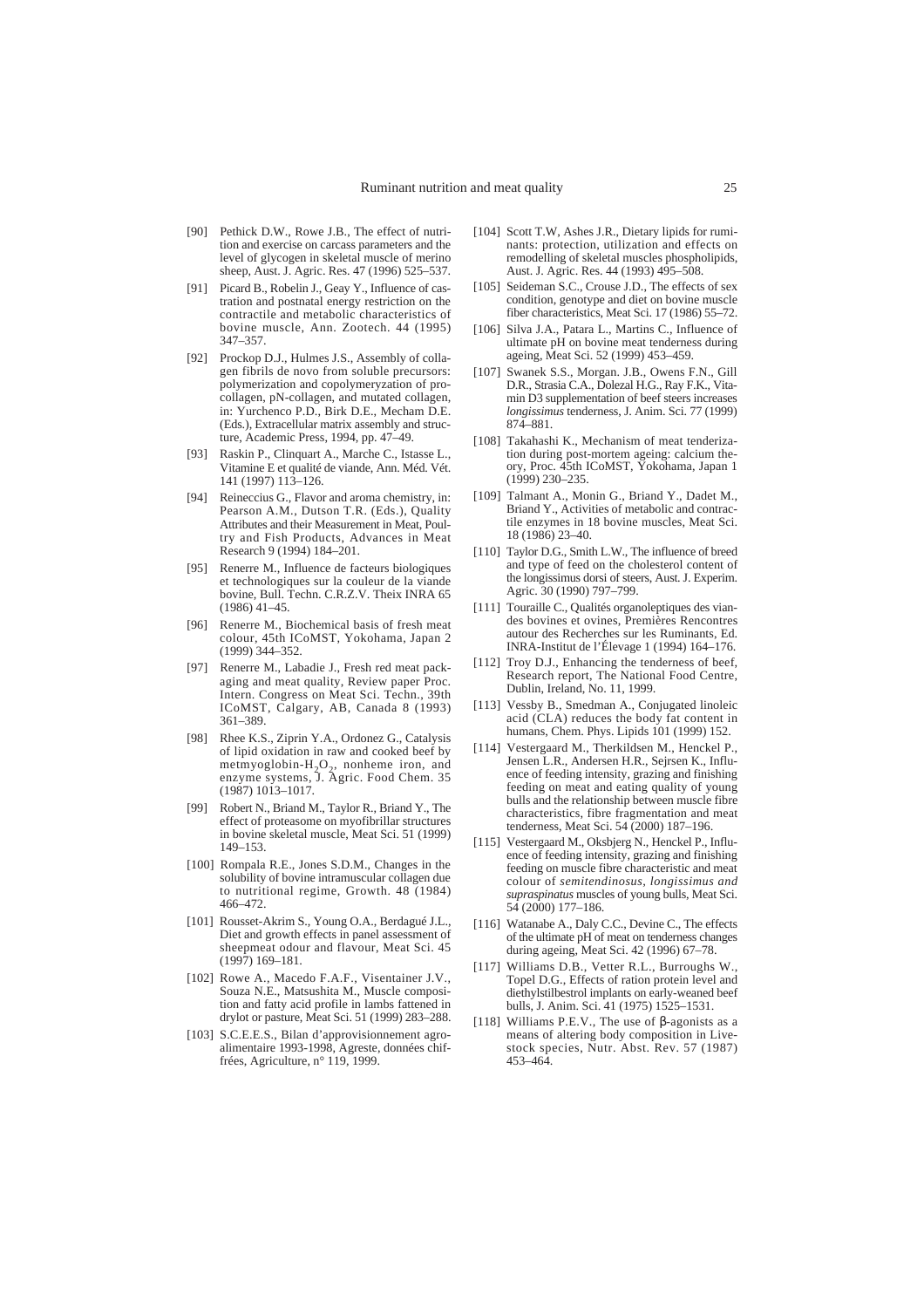[90] Pethick D.W., Rowe J.B., The effect of nutrition and exercise on carcass parameters and the level of glycogen in skeletal muscle of merino sheep, Aust. J. Agric. Res. 47 (1996) 525–537.

[91] Picard B., Robelin J., Geay Y., Influence of castration and postnatal energy restriction on the contractile and metabolic characteristics of bovine muscle, Ann. Zootech. 44 (1995) 347–357.

[92] Prockop D.J., Hulmes J.S., Assembly of collagen fibrils de novo from soluble precursors: polymerization and copolymeryzation of procollagen, pN-collagen, and mutated collagen, in: Yurchenco P.D., Birk D.E., Mecham D.E. (Eds.), Extracellular matrix assembly and structure, Academic Press, 1994, pp. 47–49.

[93] Raskin P., Clinquart A., Marche C., Istasse L., Vitamine E et qualité de viande, Ann. Méd. Vét. 141 (1997) 113–126.

[94] Reineccius G., Flavor and aroma chemistry, in: Pearson A.M., Dutson T.R. (Eds.), Quality Attributes and their Measurement in Meat, Poultry and Fish Products, Advances in Meat Research 9 (1994) 184–201.

[95] Renerre M., Influence de facteurs biologiques et technologiques sur la couleur de la viande bovine, Bull. Techn. C.R.Z.V. Theix INRA 65 (1986) 41–45.

[96] Renerre M., Biochemical basis of fresh meat colour, 45th ICoMST, Yokohama, Japan 2 (1999) 344–352.

[97] Renerre M., Labadie J., Fresh red meat packaging and meat quality, Review paper Proc. Intern. Congress on Meat Sci. Techn., 39th ICoMST, Calgary, AB, Canada 8 (1993) 361–389.

[98] Rhee K.S., Ziprin Y.A., Ordonez G., Catalysis of lipid oxidation in raw and cooked beef by metmyoglobin-$H_2O_2$, nonheme iron, and enzyme systems, J. Agric. Food Chem. 35 (1987) 1013–1017.

[99] Robert N., Briand M., Taylor R., Briand Y., The effect of proteasome on myofibrillar structures in bovine skeletal muscle, Meat Sci. 51 (1999) 149–153.

[100] Rompala R.E., Jones S.D.M., Changes in the solubility of bovine intramuscular collagen due to nutritional regime, Growth. 48 (1984) 466–472.

[101] Rousset-Akrim S., Young O.A., Berdagué J.L., Diet and growth effects in panel assessment of sheepmeat odour and flavour, Meat Sci. 45 (1997) 169–181.

[102] Rowe A., Macedo F.A.F., Visentainer J.V., Souza N.E., Matsushita M., Muscle composition and fatty acid profile in lambs fattened in drylot or pasture, Meat Sci. 51 (1999) 283–288.

[103] S.C.E.E.S., Bilan d'approvisionnement agroalimentaire 1993-1998, Agreste, données chiffrées, Agriculture, n° 119, 1999.

[104] Scott T.W, Ashes J.R., Dietary lipids for ruminants: protection, utilization and effects on remodelling of skeletal muscles phospholipids, Aust. J. Agric. Res. 44 (1993) 495–508.

[105] Seideman S.C., Crouse J.D., The effects of sex condition, genotype and diet on bovine muscle fiber characteristics, Meat Sci. 17 (1986) 55–72.

[106] Silva J.A., Patara L., Martins C., Influence of ultimate pH on bovine meat tenderness during ageing, Meat Sci. 52 (1999) 453–459.

[107] Swanek S.S., Morgan. J.B., Owens F.N., Gill D.R., Strasia C.A., Dolezal H.G., Ray F.K., Vitamin D3 supplementation of beef steers increases *longissimus* tenderness, J. Anim. Sci. 77 (1999) 874–881.

[108] Takahashi K., Mechanism of meat tenderization during post-mortem ageing: calcium theory, Proc. 45th ICoMST, Yokohama, Japan 1 (1999) 230–235.

[109] Talmant A., Monin G., Briand M., Dadet M., Briand Y., Activities of metabolic and contractile enzymes in 18 bovine muscles, Meat Sci. 18 (1986) 23–40.

[110] Taylor D.G., Smith L.W., The influence of breed and type of feed on the cholesterol content of the longissimus dorsi of steers, Aust. J. Experim. Agric. 30 (1990) 797–799.

[111] Touraille C., Qualités organoleptiques des viandes bovines et ovines, Premières Rencontres autour des Recherches sur les Ruminants, Ed. INRA-Institut de l'Élevage 1 (1994) 164–176.

[112] Troy D.J., Enhancing the tenderness of beef, Research report, The National Food Centre, Dublin, Ireland, No. 11, 1999.

[113] Vessby B., Smedman A., Conjugated linoleic acid (CLA) reduces the body fat content in humans, Chem. Phys. Lipids 101 (1999) 152.

[114] Vestergaard M., Therkildsen M., Henckel P., Jensen L.R., Andersen H.R., Sejrsen K., Influence of feeding intensity, grazing and finishing feeding on meat and eating quality of young bulls and the relationship between muscle fibre characteristics, fibre fragmentation and meat tenderness, Meat Sci. 54 (2000) 187–196.

[115] Vestergaard M., Oksbjerg N., Henckel P., Influence of feeding intensity, grazing and finishing feeding on muscle fibre characteristic and meat colour of *semitendinosus, longissimus and supraspinatus* muscles of young bulls, Meat Sci. 54 (2000) 177–186.

[116] Watanabe A., Daly C.C., Devine C., The effects of the ultimate pH of meat on tenderness changes during ageing, Meat Sci. 42 (1996) 67–78.

[117] Williams D.B., Vetter R.L., Burroughs W., Topel D.G., Effects of ration protein level and diethylstilbestrol implants on early-weaned beef bulls, J. Anim. Sci. 41 (1975) 1525–1531.

[118] Williams P.E.V., The use of β-agonists as a means of altering body composition in Livestock species, Nutr. Abst. Rev. 57 (1987) 453–464.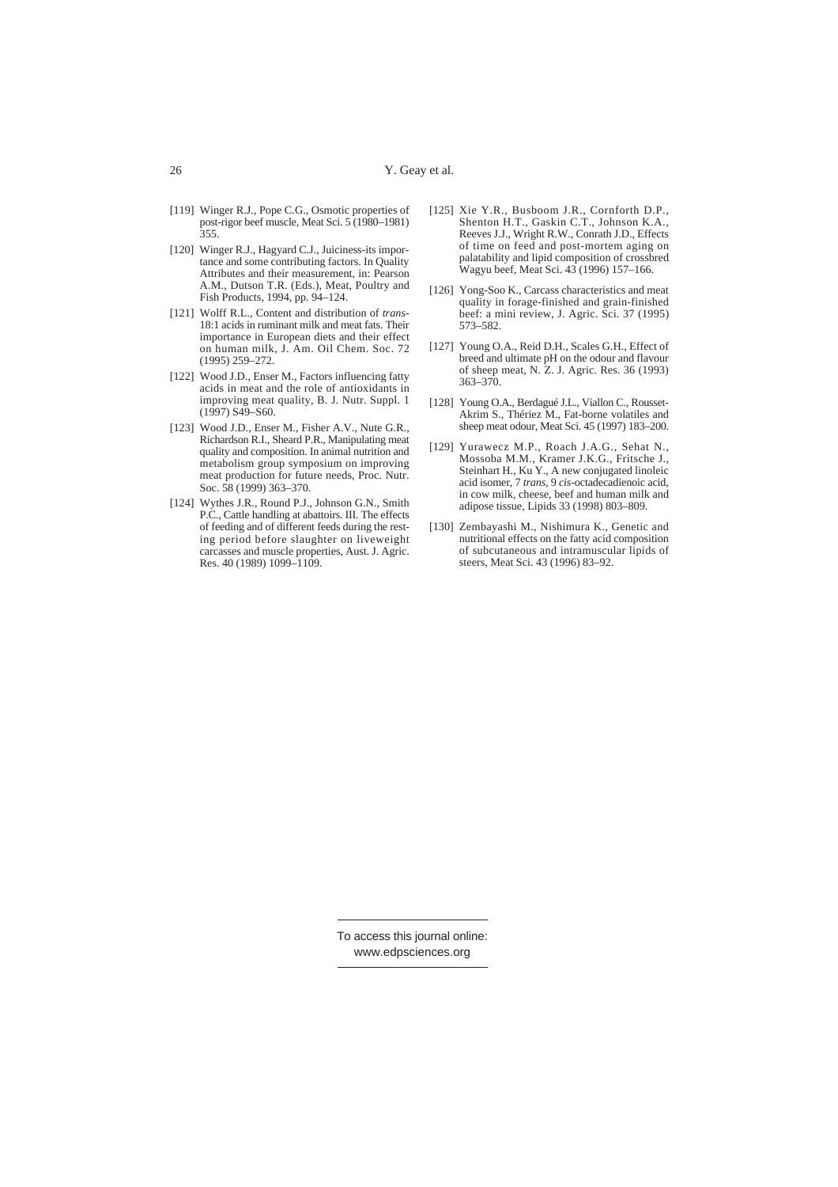[119] Winger R.J., Pope C.G., Osmotic properties of post-rigor beef muscle, Meat Sci. 5 (1980–1981) 355.

[120] Winger R.J., Hagyard C.J., Juiciness-its importance and some contributing factors. In Quality Attributes and their measurement, in: Pearson A.M., Dutson T.R. (Eds.), Meat, Poultry and Fish Products, 1994, pp. 94–124.

[121] Wolff R.L., Content and distribution of *trans*-18:1 acids in ruminant milk and meat fats. Their importance in European diets and their effect on human milk, J. Am. Oil Chem. Soc. 72 (1995) 259–272.

[122] Wood J.D., Enser M., Factors influencing fatty acids in meat and the role of antioxidants in improving meat quality, B. J. Nutr. Suppl. 1 (1997) S49–S60.

[123] Wood J.D., Enser M., Fisher A.V., Nute G.R., Richardson R.I., Sheard P.R., Manipulating meat quality and composition. In animal nutrition and metabolism group symposium on improving meat production for future needs, Proc. Nutr. Soc. 58 (1999) 363–370.

[124] Wythes J.R., Round P.J., Johnson G.N., Smith P.C., Cattle handling at abattoirs. III. The effects of feeding and of different feeds during the resting period before slaughter on liveweight carcasses and muscle properties, Aust. J. Agric. Res. 40 (1989) 1099–1109.

[125] Xie Y.R., Busboom J.R., Cornforth D.P., Shenton H.T., Gaskin C.T., Johnson K.A., Reeves J.J., Wright R.W., Conrath J.D., Effects of time on feed and post-mortem aging on palatability and lipid composition of crossbred Wagyu beef, Meat Sci. 43 (1996) 157–166.

[126] Yong-Soo K., Carcass characteristics and meat quality in forage-finished and grain-finished beef: a mini review, J. Agric. Sci. 37 (1995) 573–582.

[127] Young O.A., Reid D.H., Scales G.H., Effect of breed and ultimate pH on the odour and flavour of sheep meat, N. Z. J. Agric. Res. 36 (1993) 363–370.

[128] Young O.A., Berdagué J.L., Viallon C., Rousset-Akrim S., Thériez M., Fat-borne volatiles and sheep meat odour, Meat Sci. 45 (1997) 183–200.

[129] Yurawecz M.P., Roach J.A.G., Sehat N., Mossoba M.M., Kramer J.K.G., Fritsche J., Steinhart H., Ku Y., A new conjugated linoleic acid isomer, 7 *trans*, 9 *cis*-octadecadienoic acid, in cow milk, cheese, beef and human milk and adipose tissue, Lipids 33 (1998) 803–809.

[130] Zembayashi M., Nishimura K., Genetic and nutritional effects on the fatty acid composition of subcutaneous and intramuscular lipids of steers, Meat Sci. 43 (1996) 83–92.

To access this journal online:
www.edpsciences.org